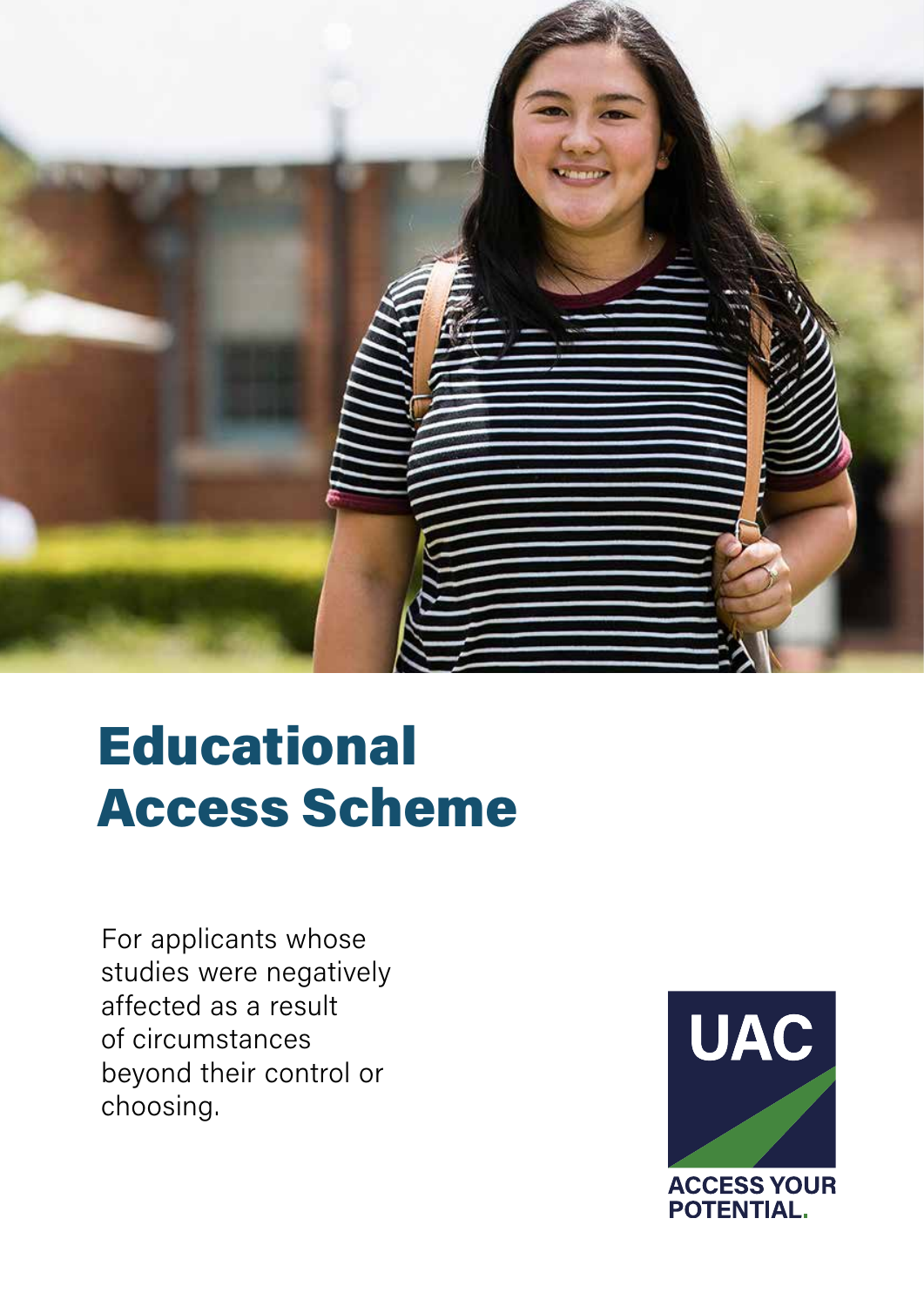# Educational Access Scheme

For applicants whose studies were negatively affected as a result of circumstances beyond their control or choosing.

UAC

ACCESS YOUR POTENTIAL.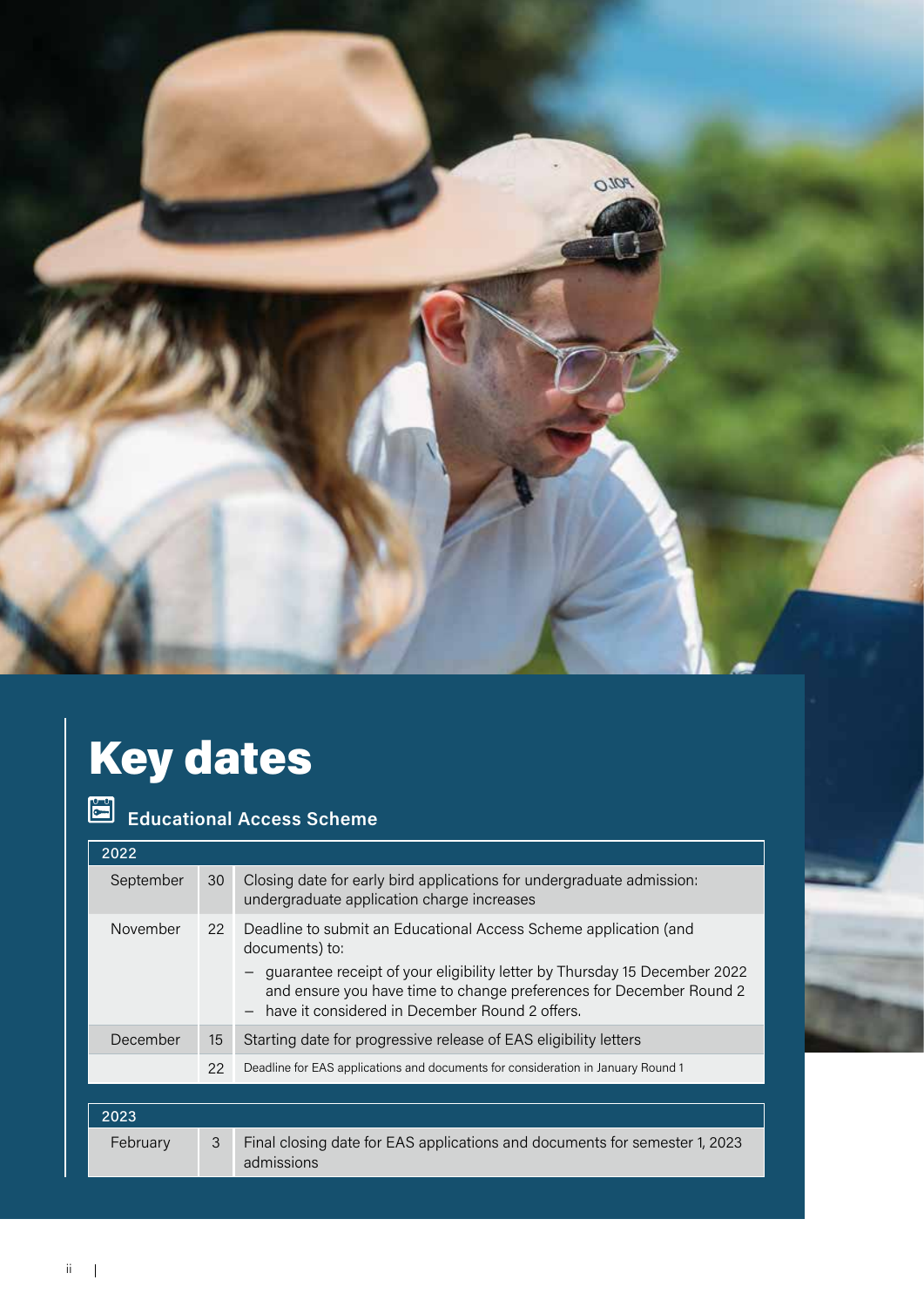# Key dates

## Educational Access Scheme

| 2022 | | |
|---|---|---|
| September | 30 | Closing date for early bird applications for undergraduate admission: undergraduate application charge increases |
| November | 22 | Deadline to submit an Educational Access Scheme application (and documents) to:<br>– guarantee receipt of your eligibility letter by Thursday 15 December 2022 and ensure you have time to change preferences for December Round 2<br>– have it considered in December Round 2 offers. |
| December | 15 | Starting date for progressive release of EAS eligibility letters |
| | 22 | Deadline for EAS applications and documents for consideration in January Round 1 |

| 2023 | | |
|---|---|---|
| February | 3 | Final closing date for EAS applications and documents for semester 1, 2023 admissions |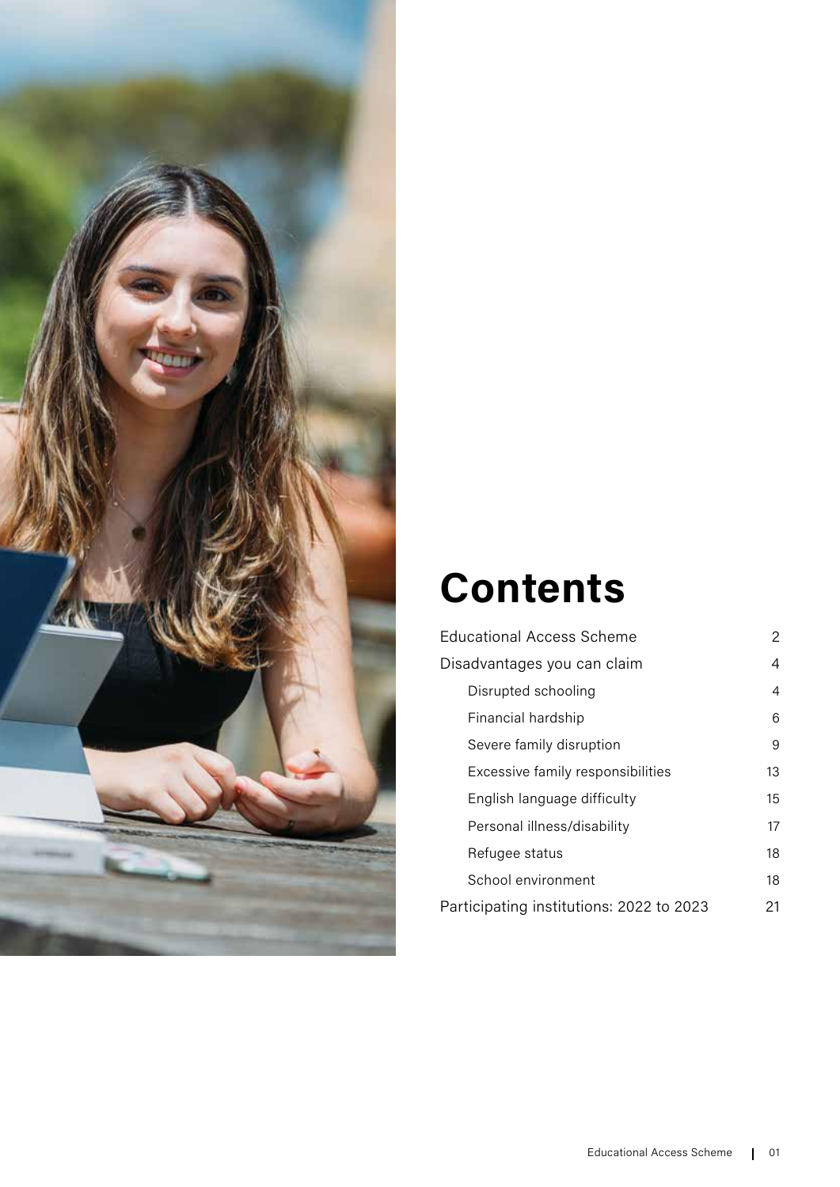# Contents

| | |
|---|---|
| Educational Access Scheme | 2 |
| Disadvantages you can claim | 4 |
| Disrupted schooling | 4 |
| Financial hardship | 6 |
| Severe family disruption | 9 |
| Excessive family responsibilities | 13 |
| English language difficulty | 15 |
| Personal illness/disability | 17 |
| Refugee status | 18 |
| School environment | 18 |
| Participating institutions: 2022 to 2023 | 21 |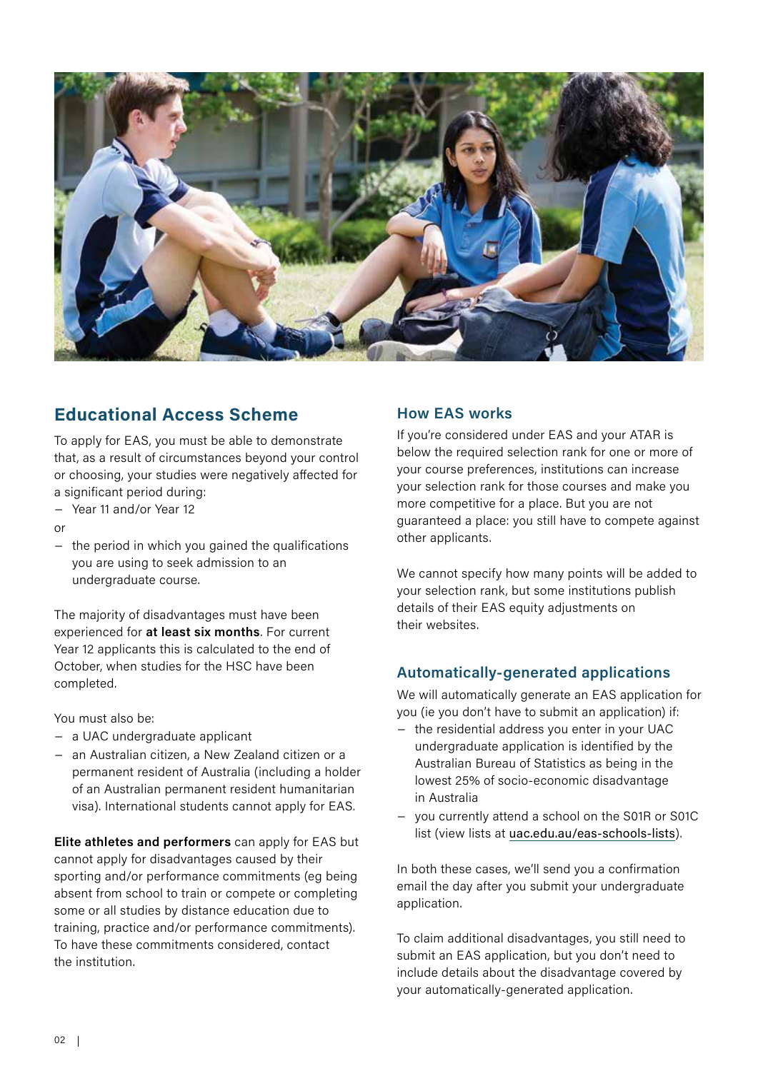## Educational Access Scheme

To apply for EAS, you must be able to demonstrate that, as a result of circumstances beyond your control or choosing, your studies were negatively affected for a significant period during:

- Year 11 and/or Year 12

or

- the period in which you gained the qualifications you are using to seek admission to an undergraduate course.

The majority of disadvantages must have been experienced for **at least six months**. For current Year 12 applicants this is calculated to the end of October, when studies for the HSC have been completed.

You must also be:

- a UAC undergraduate applicant
- an Australian citizen, a New Zealand citizen or a permanent resident of Australia (including a holder of an Australian permanent resident humanitarian visa). International students cannot apply for EAS.

**Elite athletes and performers** can apply for EAS but cannot apply for disadvantages caused by their sporting and/or performance commitments (eg being absent from school to train or compete or completing some or all studies by distance education due to training, practice and/or performance commitments). To have these commitments considered, contact the institution.

### How EAS works

If you're considered under EAS and your ATAR is below the required selection rank for one or more of your course preferences, institutions can increase your selection rank for those courses and make you more competitive for a place. But you are not guaranteed a place: you still have to compete against other applicants.

We cannot specify how many points will be added to your selection rank, but some institutions publish details of their EAS equity adjustments on their websites.

### Automatically-generated applications

We will automatically generate an EAS application for you (ie you don't have to submit an application) if:

- the residential address you enter in your UAC undergraduate application is identified by the Australian Bureau of Statistics as being in the lowest 25% of socio-economic disadvantage in Australia
- you currently attend a school on the S01R or S01C list (view lists at uac.edu.au/eas-schools-lists).

In both these cases, we'll send you a confirmation email the day after you submit your undergraduate application.

To claim additional disadvantages, you still need to submit an EAS application, but you don't need to include details about the disadvantage covered by your automatically-generated application.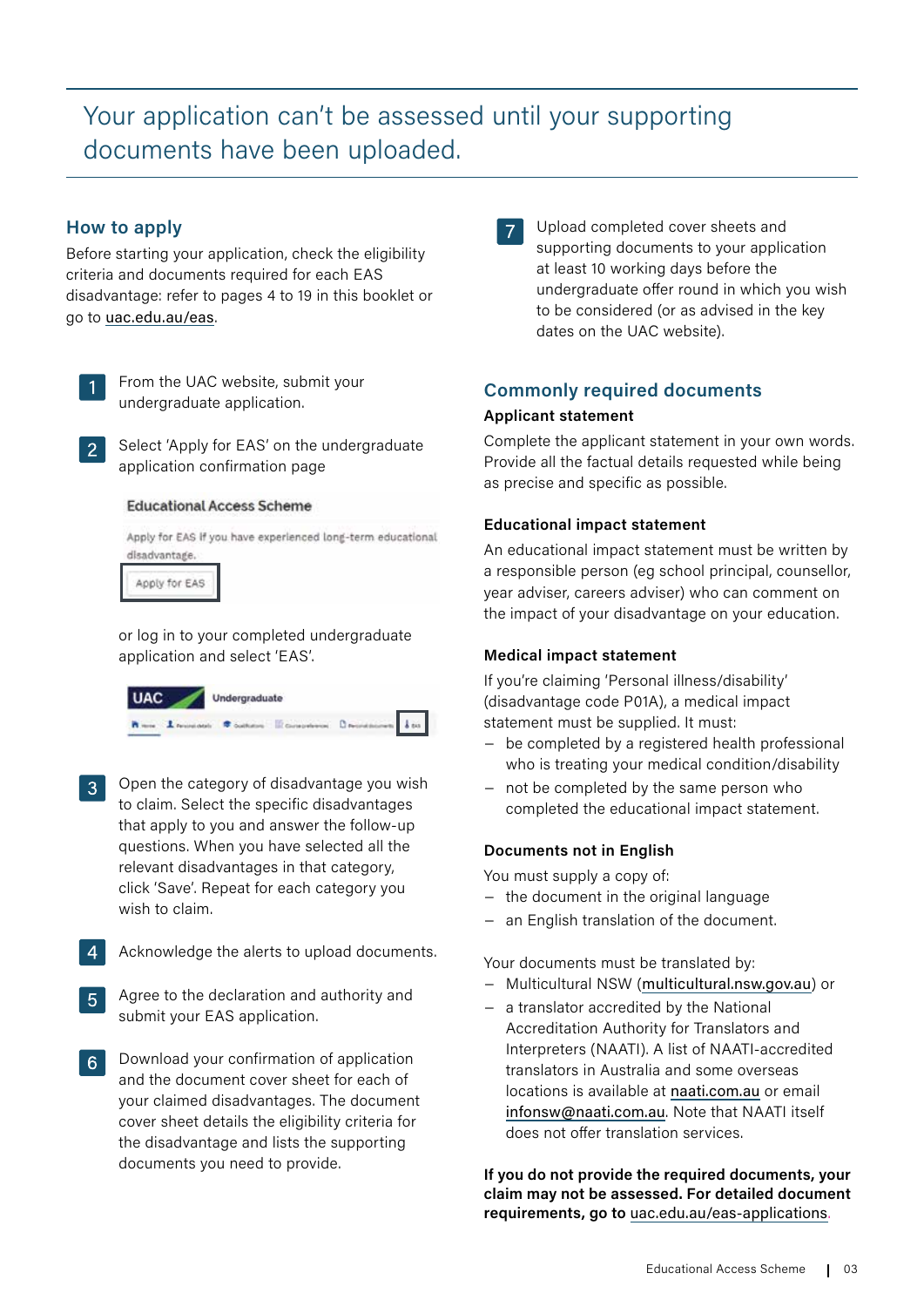# Your application can't be assessed until your supporting documents have been uploaded.

## How to apply

Before starting your application, check the eligibility criteria and documents required for each EAS disadvantage: refer to pages 4 to 19 in this booklet or go to uac.edu.au/eas.

1. From the UAC website, submit your undergraduate application.
2. Select 'Apply for EAS' on the undergraduate application confirmation page

   Educational Access Scheme

   Apply for EAS if you have experienced long-term educational disadvantage.

   Apply for EAS

   or log in to your completed undergraduate application and select 'EAS'.

3. Open the category of disadvantage you wish to claim. Select the specific disadvantages that apply to you and answer the follow-up questions. When you have selected all the relevant disadvantages in that category, click 'Save'. Repeat for each category you wish to claim.
4. Acknowledge the alerts to upload documents.
5. Agree to the declaration and authority and submit your EAS application.
6. Download your confirmation of application and the document cover sheet for each of your claimed disadvantages. The document cover sheet details the eligibility criteria for the disadvantage and lists the supporting documents you need to provide.
7. Upload completed cover sheets and supporting documents to your application at least 10 working days before the undergraduate offer round in which you wish to be considered (or as advised in the key dates on the UAC website).

## Commonly required documents

### Applicant statement

Complete the applicant statement in your own words. Provide all the factual details requested while being as precise and specific as possible.

### Educational impact statement

An educational impact statement must be written by a responsible person (eg school principal, counsellor, year adviser, careers adviser) who can comment on the impact of your disadvantage on your education.

### Medical impact statement

If you're claiming 'Personal illness/disability' (disadvantage code P01A), a medical impact statement must be supplied. It must:

- be completed by a registered health professional who is treating your medical condition/disability
- not be completed by the same person who completed the educational impact statement.

### Documents not in English

You must supply a copy of:

- the document in the original language
- an English translation of the document.

Your documents must be translated by:

- Multicultural NSW (multicultural.nsw.gov.au) or
- a translator accredited by the National Accreditation Authority for Translators and Interpreters (NAATI). A list of NAATI-accredited translators in Australia and some overseas locations is available at naati.com.au or email infonsw@naati.com.au. Note that NAATI itself does not offer translation services.

**If you do not provide the required documents, your claim may not be assessed. For detailed document requirements, go to uac.edu.au/eas-applications.**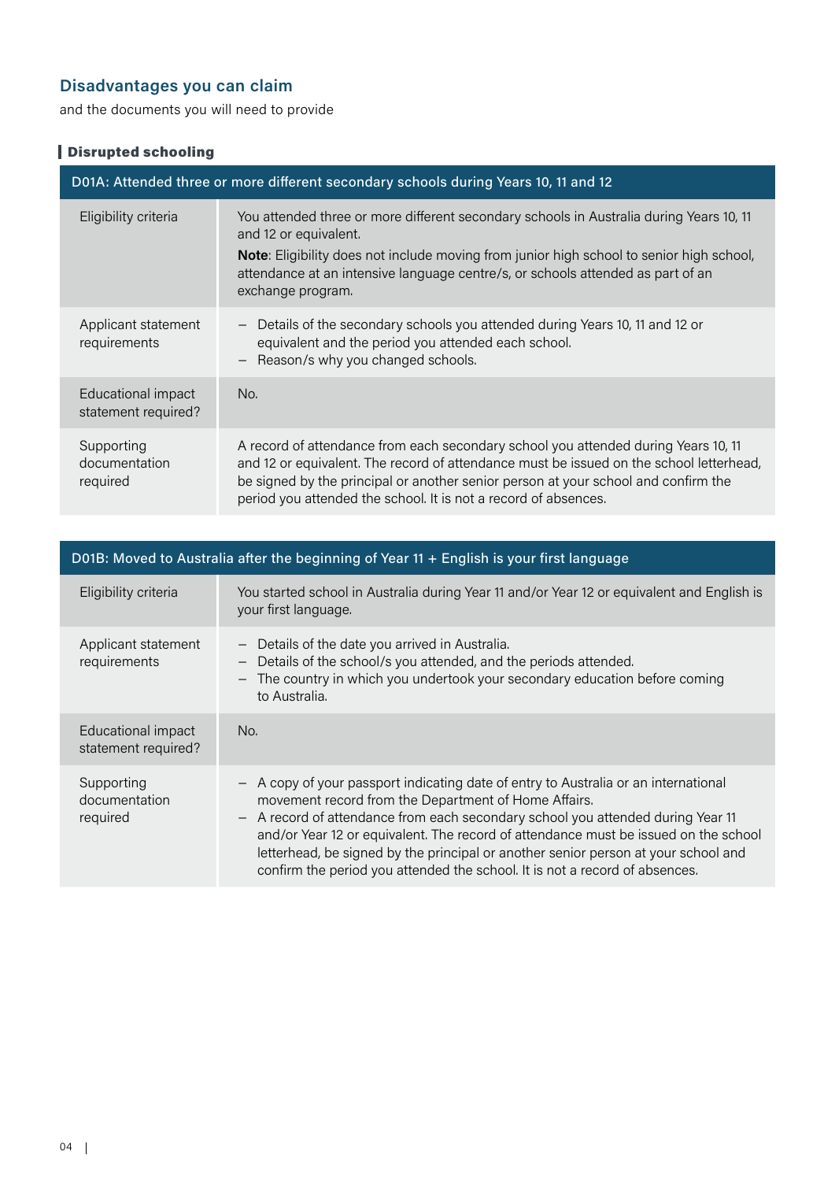## Disadvantages you can claim

and the documents you will need to provide

### Disrupted schooling

| D01A: Attended three or more different secondary schools during Years 10, 11 and 12 | |
|---|---|
| Eligibility criteria | You attended three or more different secondary schools in Australia during Years 10, 11 and 12 or equivalent.<br>**Note**: Eligibility does not include moving from junior high school to senior high school, attendance at an intensive language centre/s, or schools attended as part of an exchange program. |
| Applicant statement requirements | – Details of the secondary schools you attended during Years 10, 11 and 12 or equivalent and the period you attended each school.<br>– Reason/s why you changed schools. |
| Educational impact statement required? | No. |
| Supporting documentation required | A record of attendance from each secondary school you attended during Years 10, 11 and 12 or equivalent. The record of attendance must be issued on the school letterhead, be signed by the principal or another senior person at your school and confirm the period you attended the school. It is not a record of absences. |

| D01B: Moved to Australia after the beginning of Year 11 + English is your first language | |
|---|---|
| Eligibility criteria | You started school in Australia during Year 11 and/or Year 12 or equivalent and English is your first language. |
| Applicant statement requirements | – Details of the date you arrived in Australia.<br>– Details of the school/s you attended, and the periods attended.<br>– The country in which you undertook your secondary education before coming to Australia. |
| Educational impact statement required? | No. |
| Supporting documentation required | – A copy of your passport indicating date of entry to Australia or an international movement record from the Department of Home Affairs.<br>– A record of attendance from each secondary school you attended during Year 11 and/or Year 12 or equivalent. The record of attendance must be issued on the school letterhead, be signed by the principal or another senior person at your school and confirm the period you attended the school. It is not a record of absences. |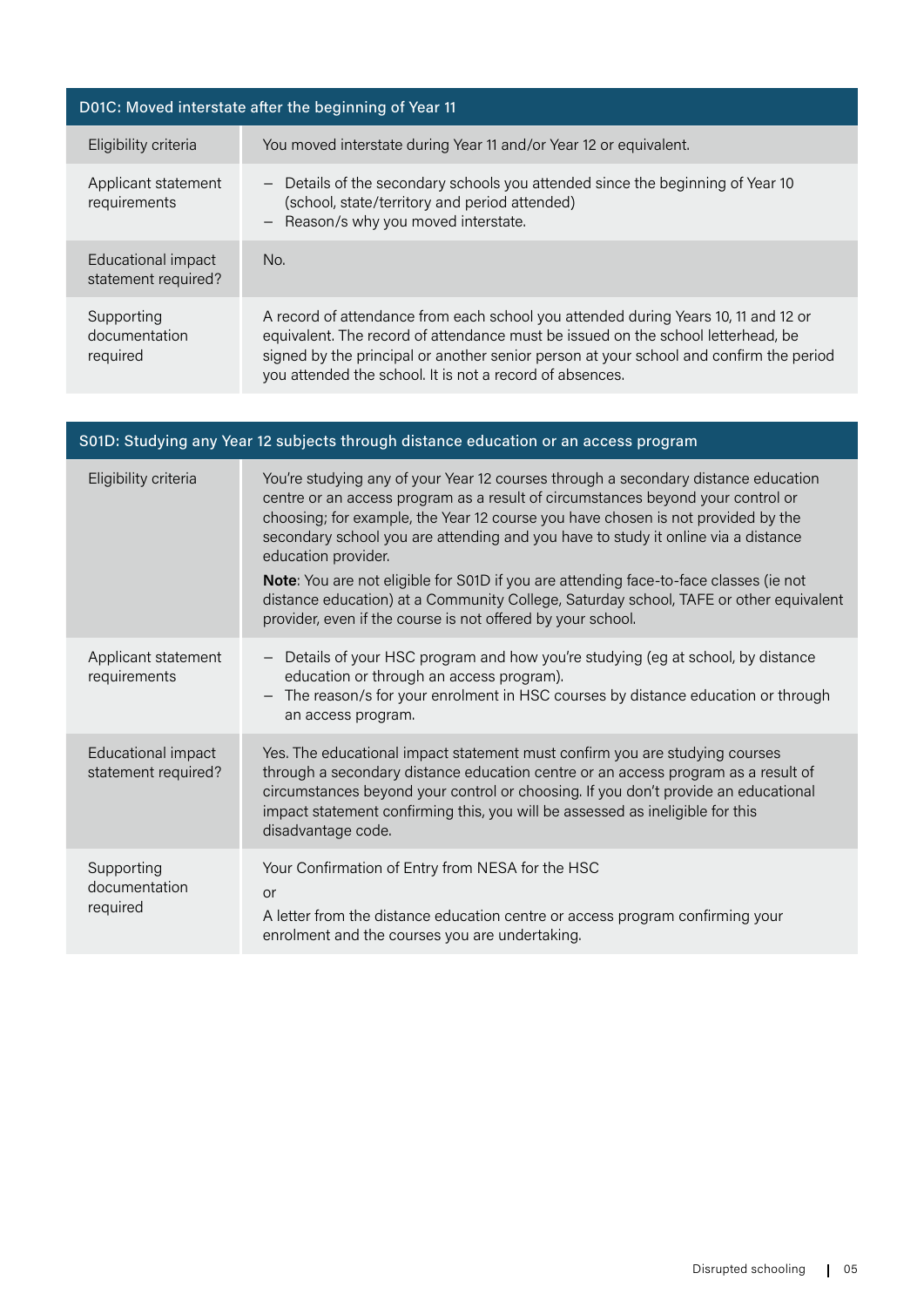| D01C: Moved interstate after the beginning of Year 11 | |
|---|---|
| Eligibility criteria | You moved interstate during Year 11 and/or Year 12 or equivalent. |
| Applicant statement requirements | – Details of the secondary schools you attended since the beginning of Year 10 (school, state/territory and period attended)<br>– Reason/s why you moved interstate. |
| Educational impact statement required? | No. |
| Supporting documentation required | A record of attendance from each school you attended during Years 10, 11 and 12 or equivalent. The record of attendance must be issued on the school letterhead, be signed by the principal or another senior person at your school and confirm the period you attended the school. It is not a record of absences. |

| S01D: Studying any Year 12 subjects through distance education or an access program | |
|---|---|
| Eligibility criteria | You're studying any of your Year 12 courses through a secondary distance education centre or an access program as a result of circumstances beyond your control or choosing; for example, the Year 12 course you have chosen is not provided by the secondary school you are attending and you have to study it online via a distance education provider.<br><br>**Note**: You are not eligible for S01D if you are attending face-to-face classes (ie not distance education) at a Community College, Saturday school, TAFE or other equivalent provider, even if the course is not offered by your school. |
| Applicant statement requirements | – Details of your HSC program and how you're studying (eg at school, by distance education or through an access program).<br>– The reason/s for your enrolment in HSC courses by distance education or through an access program. |
| Educational impact statement required? | Yes. The educational impact statement must confirm you are studying courses through a secondary distance education centre or an access program as a result of circumstances beyond your control or choosing. If you don't provide an educational impact statement confirming this, you will be assessed as ineligible for this disadvantage code. |
| Supporting documentation required | Your Confirmation of Entry from NESA for the HSC<br><br>or<br><br>A letter from the distance education centre or access program confirming your enrolment and the courses you are undertaking. |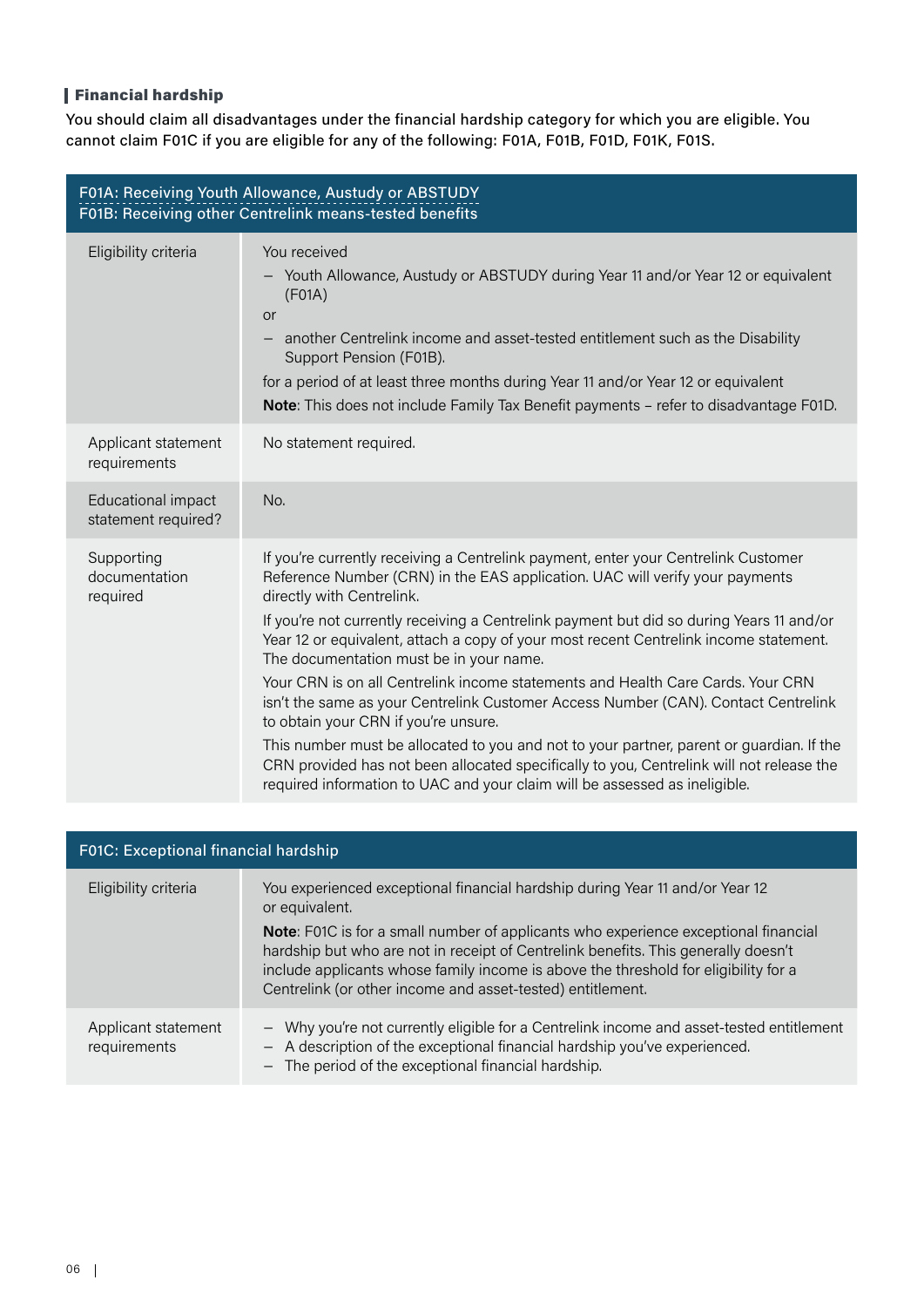## Financial hardship

You should claim all disadvantages under the financial hardship category for which you are eligible. You cannot claim F01C if you are eligible for any of the following: F01A, F01B, F01D, F01K, F01S.

| F01A: Receiving Youth Allowance, Austudy or ABSTUDY<br>F01B: Receiving other Centrelink means-tested benefits | |
|---|---|
| Eligibility criteria | You received<br>– Youth Allowance, Austudy or ABSTUDY during Year 11 and/or Year 12 or equivalent (F01A)<br>or<br>– another Centrelink income and asset-tested entitlement such as the Disability Support Pension (F01B).<br>for a period of at least three months during Year 11 and/or Year 12 or equivalent<br>**Note**: This does not include Family Tax Benefit payments – refer to disadvantage F01D. |
| Applicant statement requirements | No statement required. |
| Educational impact statement required? | No. |
| Supporting documentation required | If you're currently receiving a Centrelink payment, enter your Centrelink Customer Reference Number (CRN) in the EAS application. UAC will verify your payments directly with Centrelink.<br>If you're not currently receiving a Centrelink payment but did so during Years 11 and/or Year 12 or equivalent, attach a copy of your most recent Centrelink income statement. The documentation must be in your name.<br>Your CRN is on all Centrelink income statements and Health Care Cards. Your CRN isn't the same as your Centrelink Customer Access Number (CAN). Contact Centrelink to obtain your CRN if you're unsure.<br>This number must be allocated to you and not to your partner, parent or guardian. If the CRN provided has not been allocated specifically to you, Centrelink will not release the required information to UAC and your claim will be assessed as ineligible. |

| F01C: Exceptional financial hardship | |
|---|---|
| Eligibility criteria | You experienced exceptional financial hardship during Year 11 and/or Year 12 or equivalent.<br>**Note**: F01C is for a small number of applicants who experience exceptional financial hardship but who are not in receipt of Centrelink benefits. This generally doesn't include applicants whose family income is above the threshold for eligibility for a Centrelink (or other income and asset-tested) entitlement. |
| Applicant statement requirements | – Why you're not currently eligible for a Centrelink income and asset-tested entitlement<br>– A description of the exceptional financial hardship you've experienced.<br>– The period of the exceptional financial hardship. |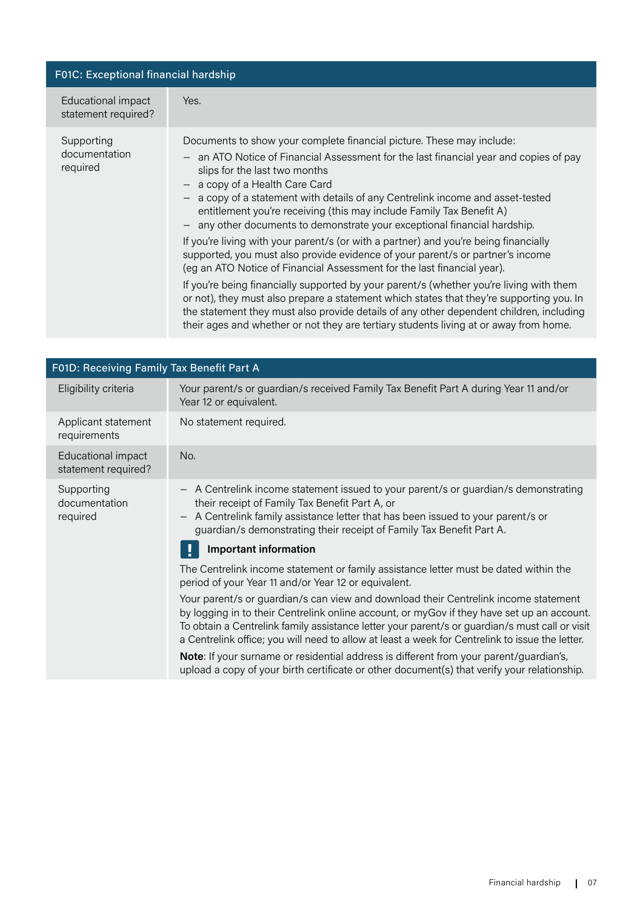| F01C: Exceptional financial hardship | |
|---|---|
| Educational impact statement required? | Yes. |
| Supporting documentation required | Documents to show your complete financial picture. These may include:<br>– an ATO Notice of Financial Assessment for the last financial year and copies of pay slips for the last two months<br>– a copy of a Health Care Card<br>– a copy of a statement with details of any Centrelink income and asset-tested entitlement you're receiving (this may include Family Tax Benefit A)<br>– any other documents to demonstrate your exceptional financial hardship.<br>If you're living with your parent/s (or with a partner) and you're being financially supported, you must also provide evidence of your parent/s or partner's income (eg an ATO Notice of Financial Assessment for the last financial year).<br>If you're being financially supported by your parent/s (whether you're living with them or not), they must also prepare a statement which states that they're supporting you. In the statement they must also provide details of any other dependent children, including their ages and whether or not they are tertiary students living at or away from home. |

| F01D: Receiving Family Tax Benefit Part A | |
|---|---|
| Eligibility criteria | Your parent/s or guardian/s received Family Tax Benefit Part A during Year 11 and/or Year 12 or equivalent. |
| Applicant statement requirements | No statement required. |
| Educational impact statement required? | No. |
| Supporting documentation required | – A Centrelink income statement issued to your parent/s or guardian/s demonstrating their receipt of Family Tax Benefit Part A, or<br>– A Centrelink family assistance letter that has been issued to your parent/s or guardian/s demonstrating their receipt of Family Tax Benefit Part A.<br>**Important information**<br>The Centrelink income statement or family assistance letter must be dated within the period of your Year 11 and/or Year 12 or equivalent.<br>Your parent/s or guardian/s can view and download their Centrelink income statement by logging in to their Centrelink online account, or myGov if they have set up an account. To obtain a Centrelink family assistance letter your parent/s or guardian/s must call or visit a Centrelink office; you will need to allow at least a week for Centrelink to issue the letter.<br>**Note**: If your surname or residential address is different from your parent/guardian's, upload a copy of your birth certificate or other document(s) that verify your relationship. |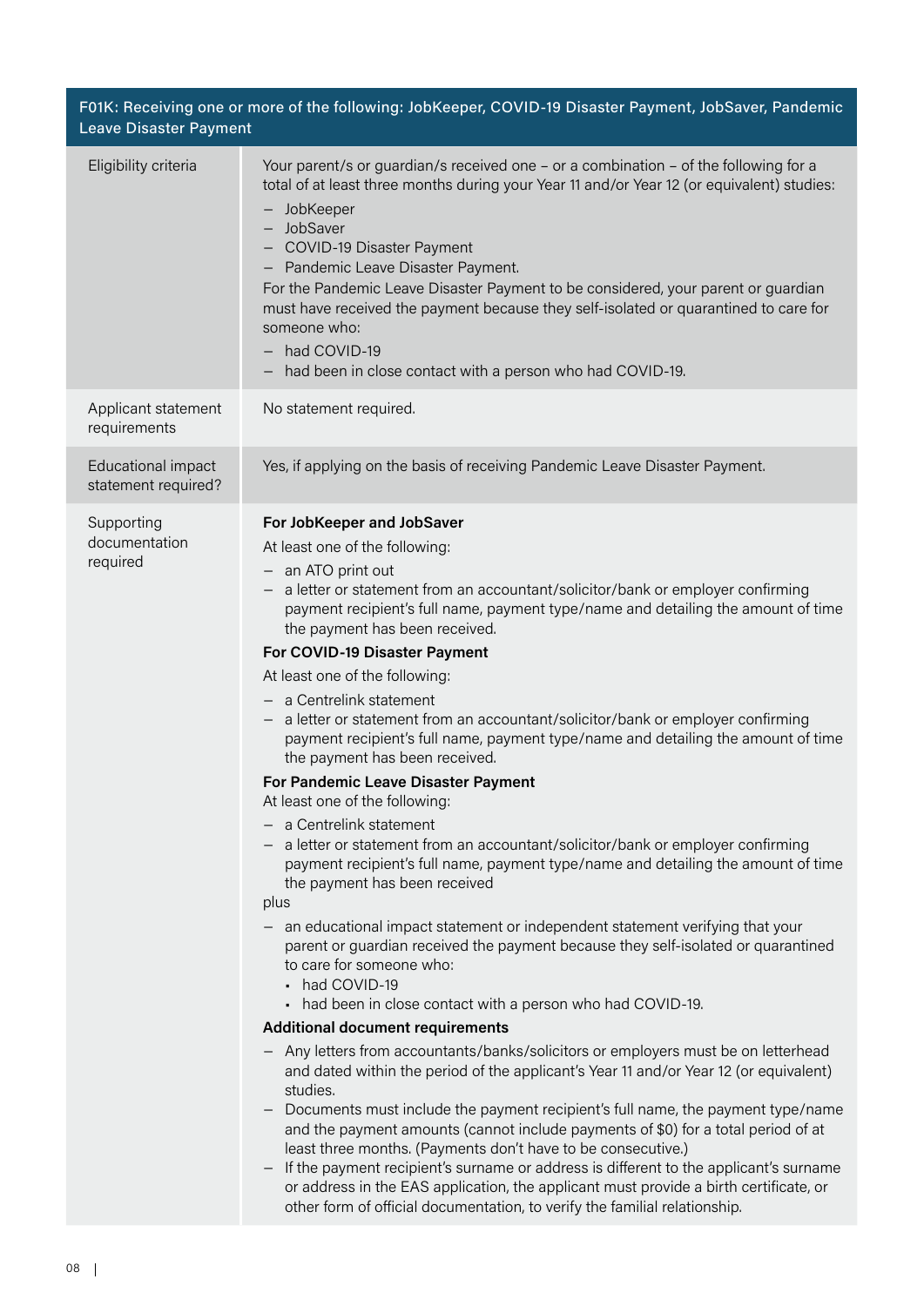## F01K: Receiving one or more of the following: JobKeeper, COVID-19 Disaster Payment, JobSaver, Pandemic Leave Disaster Payment

| | |
|---|---|
| Eligibility criteria | Your parent/s or guardian/s received one – or a combination – of the following for a total of at least three months during your Year 11 and/or Year 12 (or equivalent) studies:<br>– JobKeeper<br>– JobSaver<br>– COVID-19 Disaster Payment<br>– Pandemic Leave Disaster Payment.<br>For the Pandemic Leave Disaster Payment to be considered, your parent or guardian must have received the payment because they self-isolated or quarantined to care for someone who:<br>– had COVID-19<br>– had been in close contact with a person who had COVID-19. |
| Applicant statement requirements | No statement required. |
| Educational impact statement required? | Yes, if applying on the basis of receiving Pandemic Leave Disaster Payment. |
| Supporting documentation required | **For JobKeeper and JobSaver**<br>At least one of the following:<br>– an ATO print out<br>– a letter or statement from an accountant/solicitor/bank or employer confirming payment recipient's full name, payment type/name and detailing the amount of time the payment has been received.<br>**For COVID-19 Disaster Payment**<br>At least one of the following:<br>– a Centrelink statement<br>– a letter or statement from an accountant/solicitor/bank or employer confirming payment recipient's full name, payment type/name and detailing the amount of time the payment has been received.<br>**For Pandemic Leave Disaster Payment**<br>At least one of the following:<br>– a Centrelink statement<br>– a letter or statement from an accountant/solicitor/bank or employer confirming payment recipient's full name, payment type/name and detailing the amount of time the payment has been received<br>plus<br>– an educational impact statement or independent statement verifying that your parent or guardian received the payment because they self-isolated or quarantined to care for someone who:<br>• had COVID-19<br>• had been in close contact with a person who had COVID-19.<br>**Additional document requirements**<br>– Any letters from accountants/banks/solicitors or employers must be on letterhead and dated within the period of the applicant's Year 11 and/or Year 12 (or equivalent) studies.<br>– Documents must include the payment recipient's full name, the payment type/name and the payment amounts (cannot include payments of $0) for a total period of at least three months. (Payments don't have to be consecutive.)<br>– If the payment recipient's surname or address is different to the applicant's surname or address in the EAS application, the applicant must provide a birth certificate, or other form of official documentation, to verify the familial relationship. |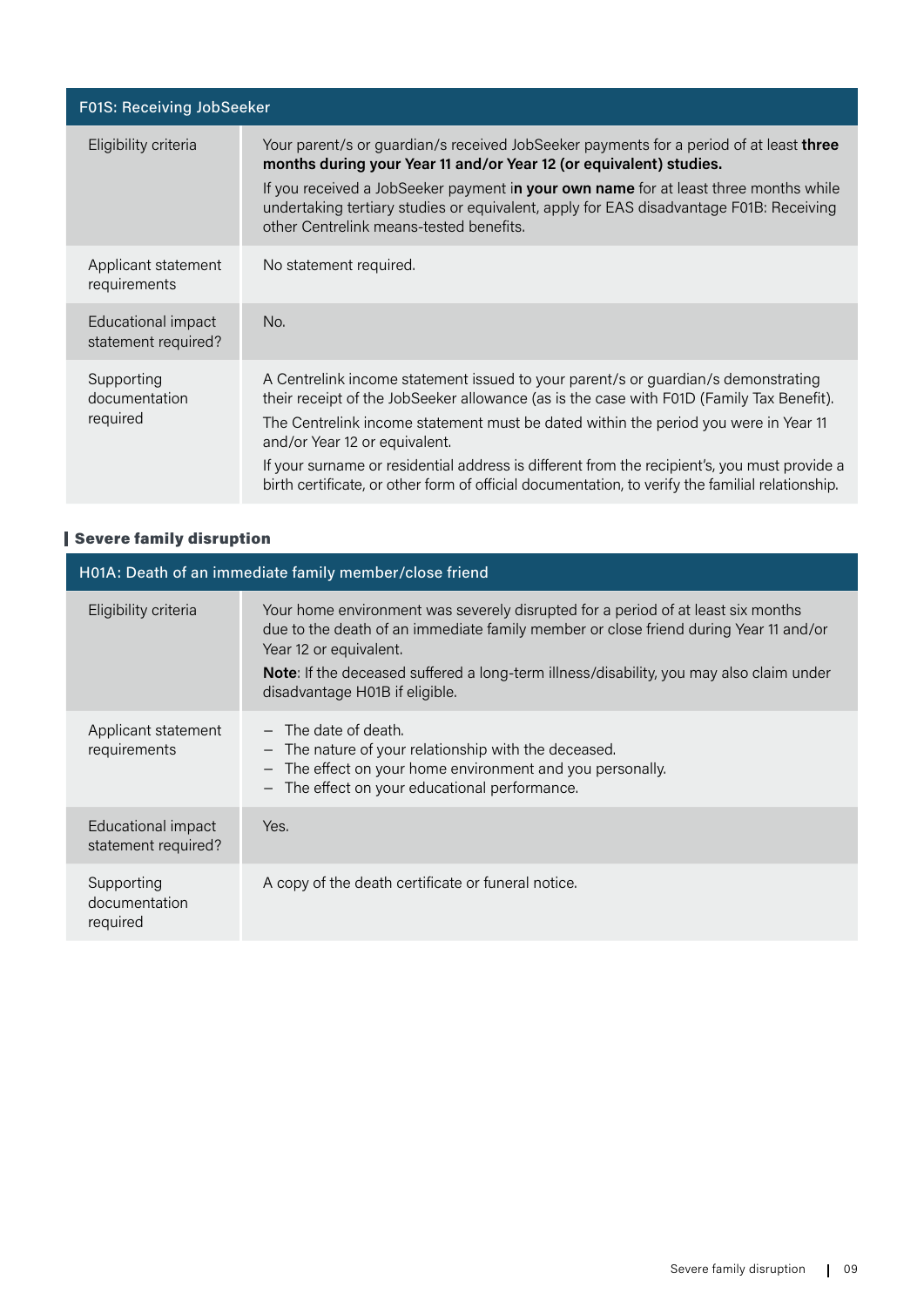| F01S: Receiving JobSeeker | |
|---|---|
| Eligibility criteria | Your parent/s or guardian/s received JobSeeker payments for a period of at least **three months during your Year 11 and/or Year 12 (or equivalent) studies.** <br> If you received a JobSeeker payment i**n your own name** for at least three months while undertaking tertiary studies or equivalent, apply for EAS disadvantage F01B: Receiving other Centrelink means-tested benefits. |
| Applicant statement requirements | No statement required. |
| Educational impact statement required? | No. |
| Supporting documentation required | A Centrelink income statement issued to your parent/s or guardian/s demonstrating their receipt of the JobSeeker allowance (as is the case with F01D (Family Tax Benefit). <br> The Centrelink income statement must be dated within the period you were in Year 11 and/or Year 12 or equivalent. <br> If your surname or residential address is different from the recipient's, you must provide a birth certificate, or other form of official documentation, to verify the familial relationship. |

## Severe family disruption

| H01A: Death of an immediate family member/close friend | |
|---|---|
| Eligibility criteria | Your home environment was severely disrupted for a period of at least six months due to the death of an immediate family member or close friend during Year 11 and/or Year 12 or equivalent. <br> **Note**: If the deceased suffered a long-term illness/disability, you may also claim under disadvantage H01B if eligible. |
| Applicant statement requirements | – The date of death. <br> – The nature of your relationship with the deceased. <br> – The effect on your home environment and you personally. <br> – The effect on your educational performance. |
| Educational impact statement required? | Yes. |
| Supporting documentation required | A copy of the death certificate or funeral notice. |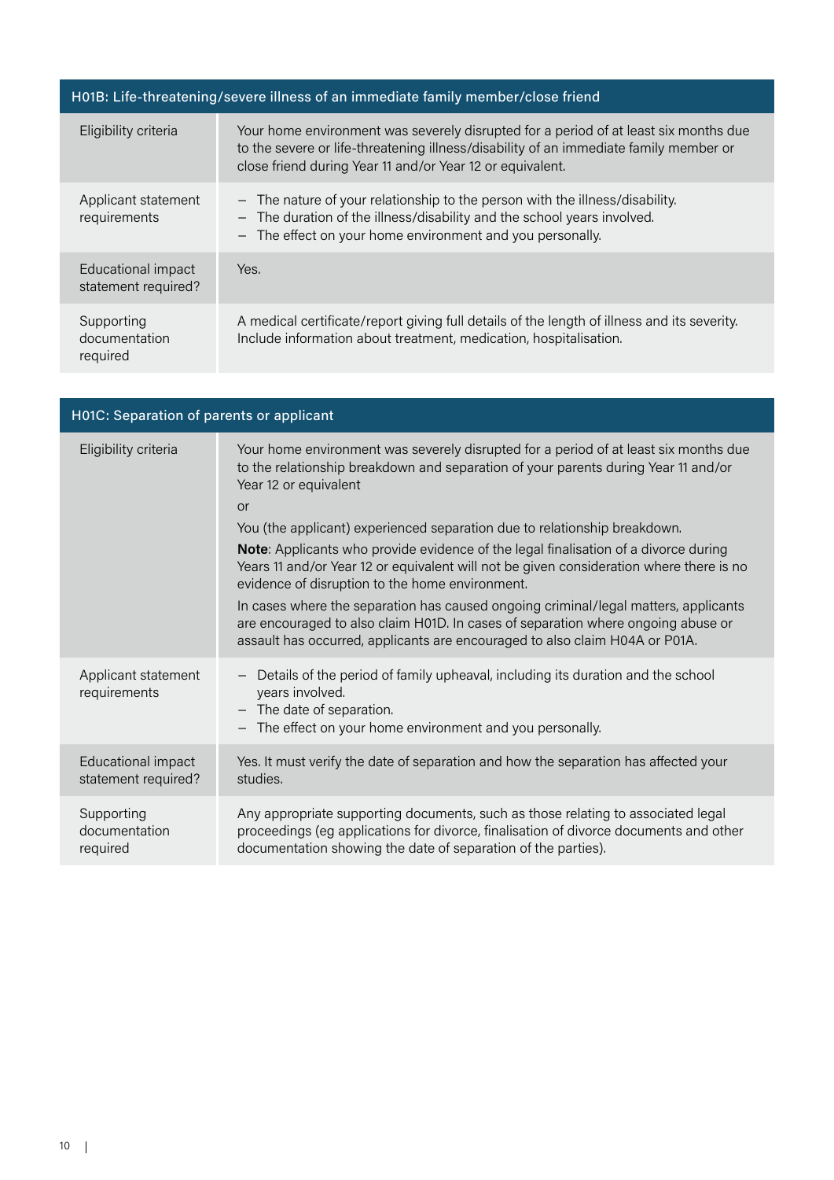| H01B: Life-threatening/severe illness of an immediate family member/close friend | |
|---|---|
| Eligibility criteria | Your home environment was severely disrupted for a period of at least six months due to the severe or life-threatening illness/disability of an immediate family member or close friend during Year 11 and/or Year 12 or equivalent. |
| Applicant statement requirements | – The nature of your relationship to the person with the illness/disability.<br>– The duration of the illness/disability and the school years involved.<br>– The effect on your home environment and you personally. |
| Educational impact statement required? | Yes. |
| Supporting documentation required | A medical certificate/report giving full details of the length of illness and its severity. Include information about treatment, medication, hospitalisation. |

| H01C: Separation of parents or applicant | |
|---|---|
| Eligibility criteria | Your home environment was severely disrupted for a period of at least six months due to the relationship breakdown and separation of your parents during Year 11 and/or Year 12 or equivalent<br>or<br>You (the applicant) experienced separation due to relationship breakdown.<br>**Note**: Applicants who provide evidence of the legal finalisation of a divorce during Years 11 and/or Year 12 or equivalent will not be given consideration where there is no evidence of disruption to the home environment.<br>In cases where the separation has caused ongoing criminal/legal matters, applicants are encouraged to also claim H01D. In cases of separation where ongoing abuse or assault has occurred, applicants are encouraged to also claim H04A or P01A. |
| Applicant statement requirements | – Details of the period of family upheaval, including its duration and the school years involved.<br>– The date of separation.<br>– The effect on your home environment and you personally. |
| Educational impact statement required? | Yes. It must verify the date of separation and how the separation has affected your studies. |
| Supporting documentation required | Any appropriate supporting documents, such as those relating to associated legal proceedings (eg applications for divorce, finalisation of divorce documents and other documentation showing the date of separation of the parties). |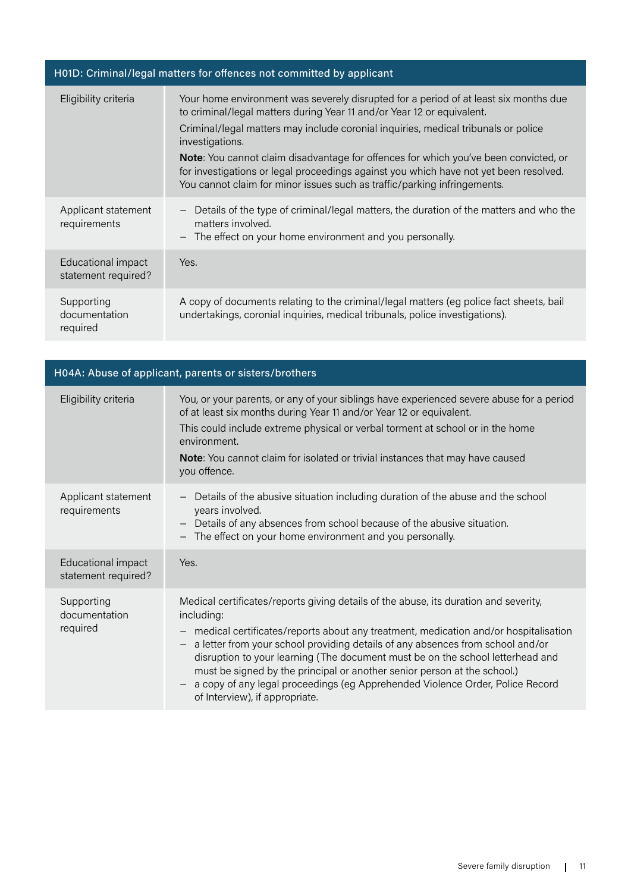| H01D: Criminal/legal matters for offences not committed by applicant | |
|---|---|
| Eligibility criteria | Your home environment was severely disrupted for a period of at least six months due to criminal/legal matters during Year 11 and/or Year 12 or equivalent.<br>Criminal/legal matters may include coronial inquiries, medical tribunals or police investigations.<br>**Note**: You cannot claim disadvantage for offences for which you've been convicted, or for investigations or legal proceedings against you which have not yet been resolved. You cannot claim for minor issues such as traffic/parking infringements. |
| Applicant statement requirements | – Details of the type of criminal/legal matters, the duration of the matters and who the matters involved.<br>– The effect on your home environment and you personally. |
| Educational impact statement required? | Yes. |
| Supporting documentation required | A copy of documents relating to the criminal/legal matters (eg police fact sheets, bail undertakings, coronial inquiries, medical tribunals, police investigations). |

| H04A: Abuse of applicant, parents or sisters/brothers | |
|---|---|
| Eligibility criteria | You, or your parents, or any of your siblings have experienced severe abuse for a period of at least six months during Year 11 and/or Year 12 or equivalent.<br>This could include extreme physical or verbal torment at school or in the home environment.<br>**Note**: You cannot claim for isolated or trivial instances that may have caused you offence. |
| Applicant statement requirements | – Details of the abusive situation including duration of the abuse and the school years involved.<br>– Details of any absences from school because of the abusive situation.<br>– The effect on your home environment and you personally. |
| Educational impact statement required? | Yes. |
| Supporting documentation required | Medical certificates/reports giving details of the abuse, its duration and severity, including:<br>– medical certificates/reports about any treatment, medication and/or hospitalisation<br>– a letter from your school providing details of any absences from school and/or disruption to your learning (The document must be on the school letterhead and must be signed by the principal or another senior person at the school.)<br>– a copy of any legal proceedings (eg Apprehended Violence Order, Police Record of Interview), if appropriate. |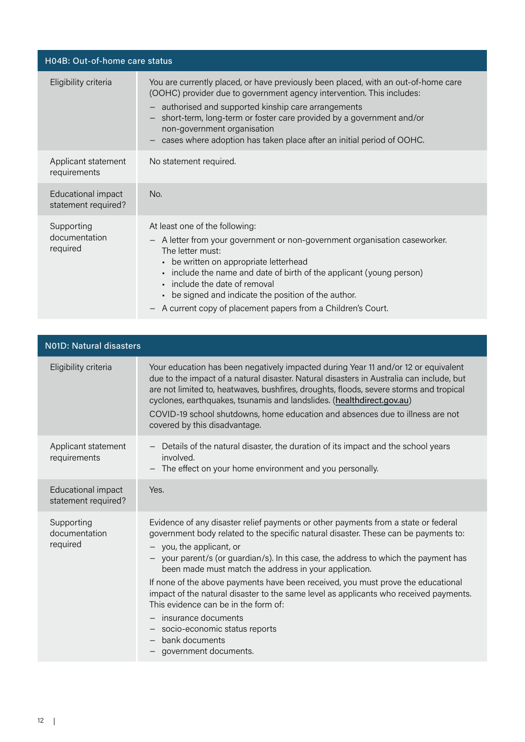| H04B: Out-of-home care status | |
|---|---|
| Eligibility criteria | You are currently placed, or have previously been placed, with an out-of-home care (OOHC) provider due to government agency intervention. This includes:<br>– authorised and supported kinship care arrangements<br>– short-term, long-term or foster care provided by a government and/or non-government organisation<br>– cases where adoption has taken place after an initial period of OOHC. |
| Applicant statement requirements | No statement required. |
| Educational impact statement required? | No. |
| Supporting documentation required | At least one of the following:<br>– A letter from your government or non-government organisation caseworker. The letter must:<br>• be written on appropriate letterhead<br>• include the name and date of birth of the applicant (young person)<br>• include the date of removal<br>• be signed and indicate the position of the author.<br>– A current copy of placement papers from a Children's Court. |

| N01D: Natural disasters | |
|---|---|
| Eligibility criteria | Your education has been negatively impacted during Year 11 and/or 12 or equivalent due to the impact of a natural disaster. Natural disasters in Australia can include, but are not limited to, heatwaves, bushfires, droughts, floods, severe storms and tropical cyclones, earthquakes, tsunamis and landslides. (healthdirect.gov.au)<br>COVID-19 school shutdowns, home education and absences due to illness are not covered by this disadvantage. |
| Applicant statement requirements | – Details of the natural disaster, the duration of its impact and the school years involved.<br>– The effect on your home environment and you personally. |
| Educational impact statement required? | Yes. |
| Supporting documentation required | Evidence of any disaster relief payments or other payments from a state or federal government body related to the specific natural disaster. These can be payments to:<br>– you, the applicant, or<br>– your parent/s (or guardian/s). In this case, the address to which the payment has been made must match the address in your application.<br>If none of the above payments have been received, you must prove the educational impact of the natural disaster to the same level as applicants who received payments. This evidence can be in the form of:<br>– insurance documents<br>– socio-economic status reports<br>– bank documents<br>– government documents. |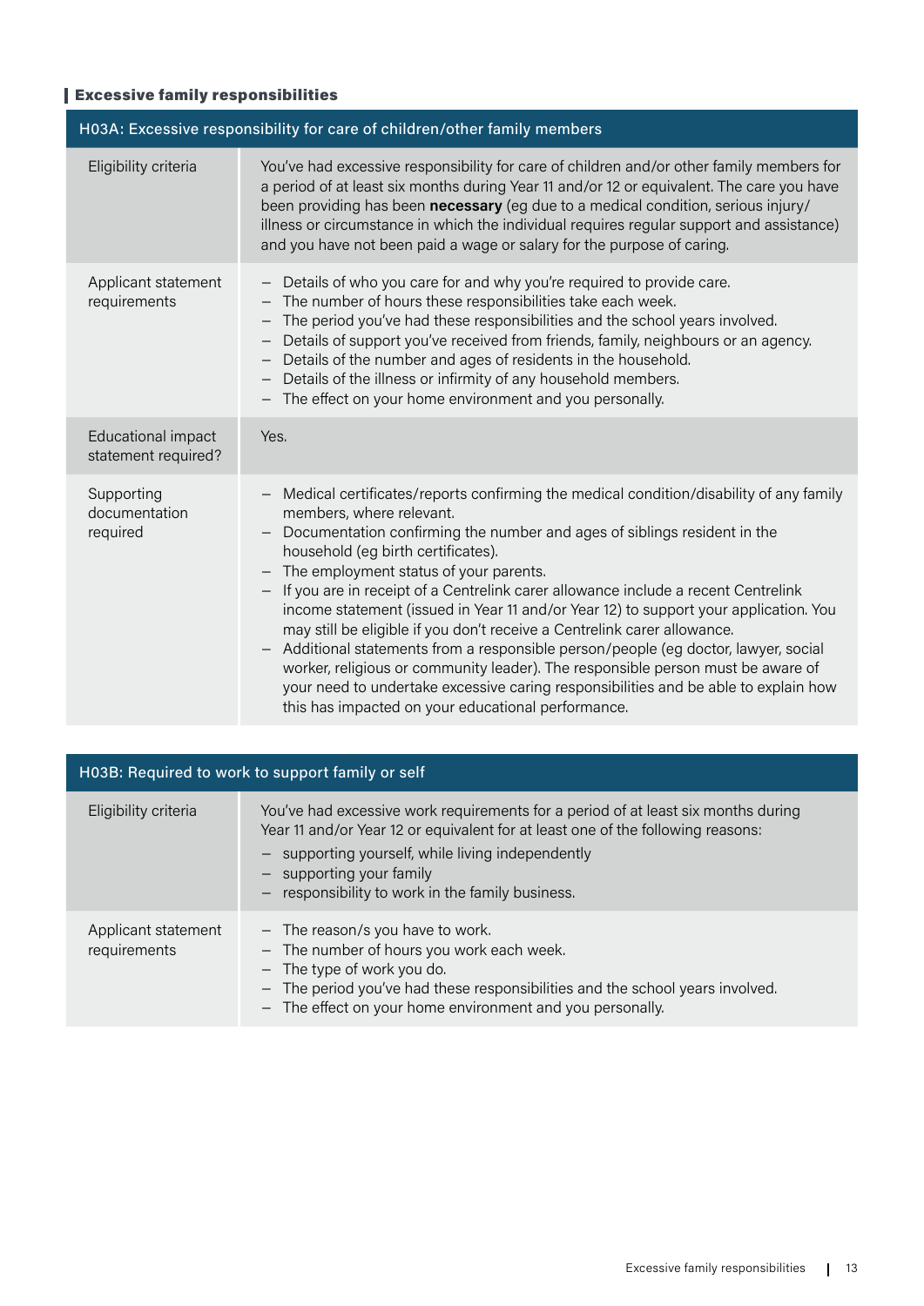## Excessive family responsibilities

| H03A: Excessive responsibility for care of children/other family members | |
|---|---|
| Eligibility criteria | You've had excessive responsibility for care of children and/or other family members for a period of at least six months during Year 11 and/or 12 or equivalent. The care you have been providing has been **necessary** (eg due to a medical condition, serious injury/illness or circumstance in which the individual requires regular support and assistance) and you have not been paid a wage or salary for the purpose of caring. |
| Applicant statement requirements | – Details of who you care for and why you're required to provide care.<br>– The number of hours these responsibilities take each week.<br>– The period you've had these responsibilities and the school years involved.<br>– Details of support you've received from friends, family, neighbours or an agency.<br>– Details of the number and ages of residents in the household.<br>– Details of the illness or infirmity of any household members.<br>– The effect on your home environment and you personally. |
| Educational impact statement required? | Yes. |
| Supporting documentation required | – Medical certificates/reports confirming the medical condition/disability of any family members, where relevant.<br>– Documentation confirming the number and ages of siblings resident in the household (eg birth certificates).<br>– The employment status of your parents.<br>– If you are in receipt of a Centrelink carer allowance include a recent Centrelink income statement (issued in Year 11 and/or Year 12) to support your application. You may still be eligible if you don't receive a Centrelink carer allowance.<br>– Additional statements from a responsible person/people (eg doctor, lawyer, social worker, religious or community leader). The responsible person must be aware of your need to undertake excessive caring responsibilities and be able to explain how this has impacted on your educational performance. |

| H03B: Required to work to support family or self | |
|---|---|
| Eligibility criteria | You've had excessive work requirements for a period of at least six months during Year 11 and/or Year 12 or equivalent for at least one of the following reasons:<br>– supporting yourself, while living independently<br>– supporting your family<br>– responsibility to work in the family business. |
| Applicant statement requirements | – The reason/s you have to work.<br>– The number of hours you work each week.<br>– The type of work you do.<br>– The period you've had these responsibilities and the school years involved.<br>– The effect on your home environment and you personally. |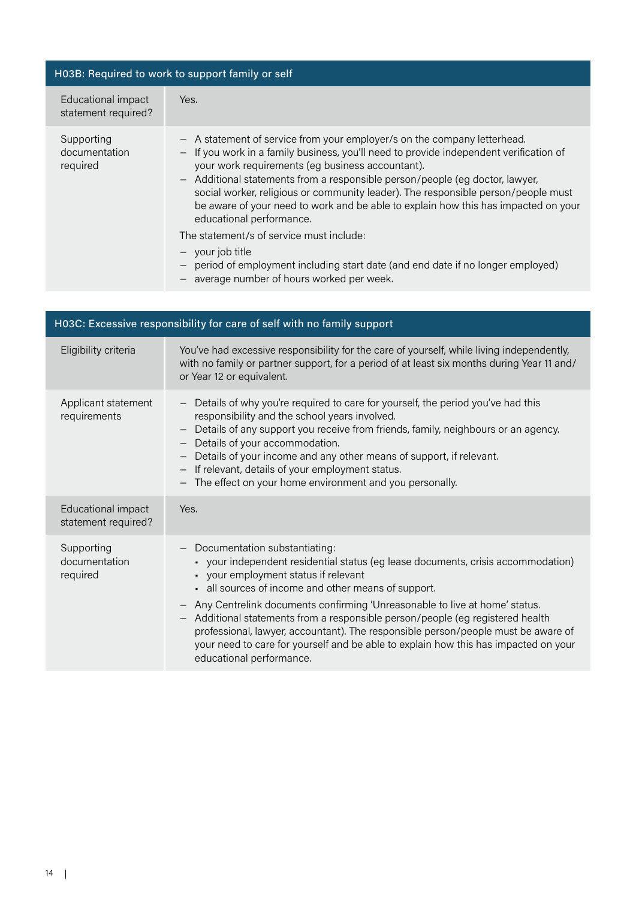| H03B: Required to work to support family or self | |
|---|---|
| Educational impact statement required? | Yes. |
| Supporting documentation required | – A statement of service from your employer/s on the company letterhead.<br>– If you work in a family business, you'll need to provide independent verification of your work requirements (eg business accountant).<br>– Additional statements from a responsible person/people (eg doctor, lawyer, social worker, religious or community leader). The responsible person/people must be aware of your need to work and be able to explain how this has impacted on your educational performance.<br>The statement/s of service must include:<br>– your job title<br>– period of employment including start date (and end date if no longer employed)<br>– average number of hours worked per week. |

| H03C: Excessive responsibility for care of self with no family support | |
|---|---|
| Eligibility criteria | You've had excessive responsibility for the care of yourself, while living independently, with no family or partner support, for a period of at least six months during Year 11 and/or Year 12 or equivalent. |
| Applicant statement requirements | – Details of why you're required to care for yourself, the period you've had this responsibility and the school years involved.<br>– Details of any support you receive from friends, family, neighbours or an agency.<br>– Details of your accommodation.<br>– Details of your income and any other means of support, if relevant.<br>– If relevant, details of your employment status.<br>– The effect on your home environment and you personally. |
| Educational impact statement required? | Yes. |
| Supporting documentation required | – Documentation substantiating:<br>▪ your independent residential status (eg lease documents, crisis accommodation)<br>▪ your employment status if relevant<br>▪ all sources of income and other means of support.<br>– Any Centrelink documents confirming 'Unreasonable to live at home' status.<br>– Additional statements from a responsible person/people (eg registered health professional, lawyer, accountant). The responsible person/people must be aware of your need to care for yourself and be able to explain how this has impacted on your educational performance. |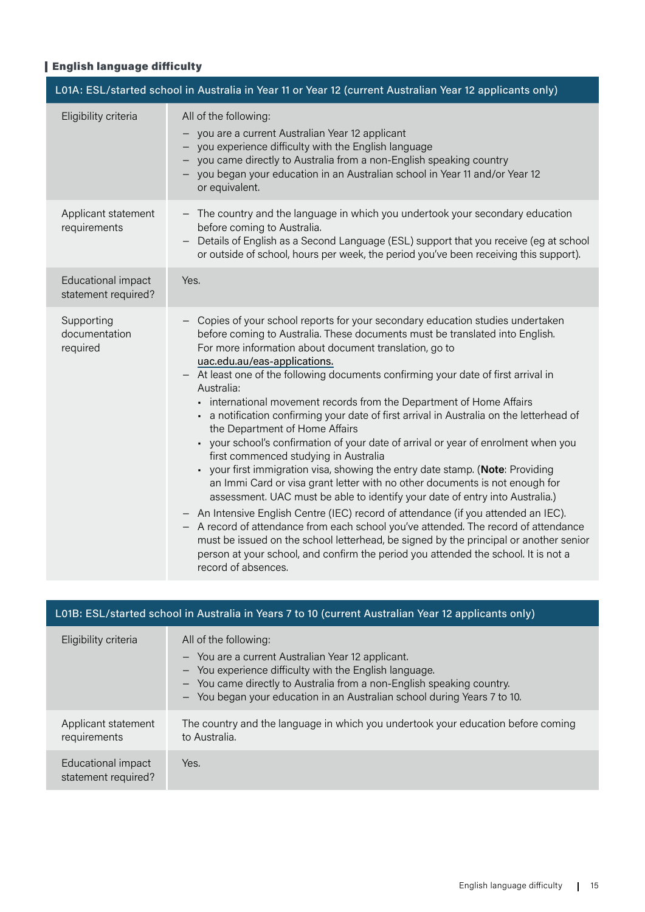## English language difficulty

| L01A: ESL/started school in Australia in Year 11 or Year 12 (current Australian Year 12 applicants only) | |
|---|---|
| Eligibility criteria | All of the following:<br>– you are a current Australian Year 12 applicant<br>– you experience difficulty with the English language<br>– you came directly to Australia from a non-English speaking country<br>– you began your education in an Australian school in Year 11 and/or Year 12 or equivalent. |
| Applicant statement requirements | – The country and the language in which you undertook your secondary education before coming to Australia.<br>– Details of English as a Second Language (ESL) support that you receive (eg at school or outside of school, hours per week, the period you've been receiving this support). |
| Educational impact statement required? | Yes. |
| Supporting documentation required | – Copies of your school reports for your secondary education studies undertaken before coming to Australia. These documents must be translated into English. For more information about document translation, go to uac.edu.au/eas-applications.<br>– At least one of the following documents confirming your date of first arrival in Australia:<br>▪ international movement records from the Department of Home Affairs<br>▪ a notification confirming your date of first arrival in Australia on the letterhead of the Department of Home Affairs<br>▪ your school's confirmation of your date of arrival or year of enrolment when you first commenced studying in Australia<br>▪ your first immigration visa, showing the entry date stamp. (**Note**: Providing an Immi Card or visa grant letter with no other documents is not enough for assessment. UAC must be able to identify your date of entry into Australia.)<br>– An Intensive English Centre (IEC) record of attendance (if you attended an IEC).<br>– A record of attendance from each school you've attended. The record of attendance must be issued on the school letterhead, be signed by the principal or another senior person at your school, and confirm the period you attended the school. It is not a record of absences. |

| L01B: ESL/started school in Australia in Years 7 to 10 (current Australian Year 12 applicants only) | |
|---|---|
| Eligibility criteria | All of the following:<br>– You are a current Australian Year 12 applicant.<br>– You experience difficulty with the English language.<br>– You came directly to Australia from a non-English speaking country.<br>– You began your education in an Australian school during Years 7 to 10. |
| Applicant statement requirements | The country and the language in which you undertook your education before coming to Australia. |
| Educational impact statement required? | Yes. |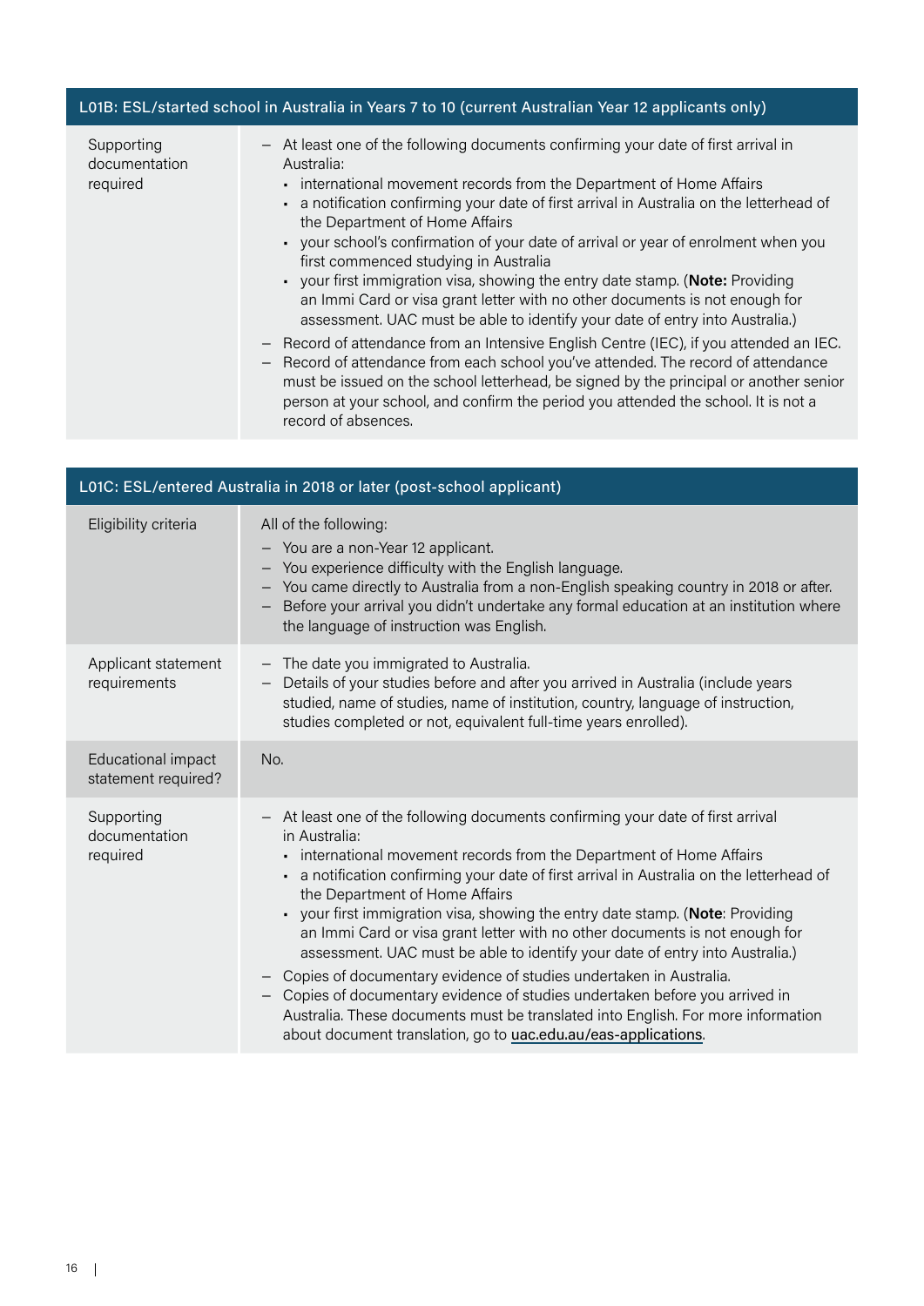| L01B: ESL/started school in Australia in Years 7 to 10 (current Australian Year 12 applicants only) | |
|---|---|
| Supporting documentation required | – At least one of the following documents confirming your date of first arrival in Australia:<br>▪ international movement records from the Department of Home Affairs<br>▪ a notification confirming your date of first arrival in Australia on the letterhead of the Department of Home Affairs<br>▪ your school's confirmation of your date of arrival or year of enrolment when you first commenced studying in Australia<br>▪ your first immigration visa, showing the entry date stamp. (**Note:** Providing an Immi Card or visa grant letter with no other documents is not enough for assessment. UAC must be able to identify your date of entry into Australia.)<br>– Record of attendance from an Intensive English Centre (IEC), if you attended an IEC.<br>– Record of attendance from each school you've attended. The record of attendance must be issued on the school letterhead, be signed by the principal or another senior person at your school, and confirm the period you attended the school. It is not a record of absences. |

| L01C: ESL/entered Australia in 2018 or later (post-school applicant) | |
|---|---|
| Eligibility criteria | All of the following:<br>– You are a non-Year 12 applicant.<br>– You experience difficulty with the English language.<br>– You came directly to Australia from a non-English speaking country in 2018 or after.<br>– Before your arrival you didn't undertake any formal education at an institution where the language of instruction was English. |
| Applicant statement requirements | – The date you immigrated to Australia.<br>– Details of your studies before and after you arrived in Australia (include years studied, name of studies, name of institution, country, language of instruction, studies completed or not, equivalent full-time years enrolled). |
| Educational impact statement required? | No. |
| Supporting documentation required | – At least one of the following documents confirming your date of first arrival in Australia:<br>▪ international movement records from the Department of Home Affairs<br>▪ a notification confirming your date of first arrival in Australia on the letterhead of the Department of Home Affairs<br>▪ your first immigration visa, showing the entry date stamp. (**Note**: Providing an Immi Card or visa grant letter with no other documents is not enough for assessment. UAC must be able to identify your date of entry into Australia.)<br>– Copies of documentary evidence of studies undertaken in Australia.<br>– Copies of documentary evidence of studies undertaken before you arrived in Australia. These documents must be translated into English. For more information about document translation, go to uac.edu.au/eas-applications. |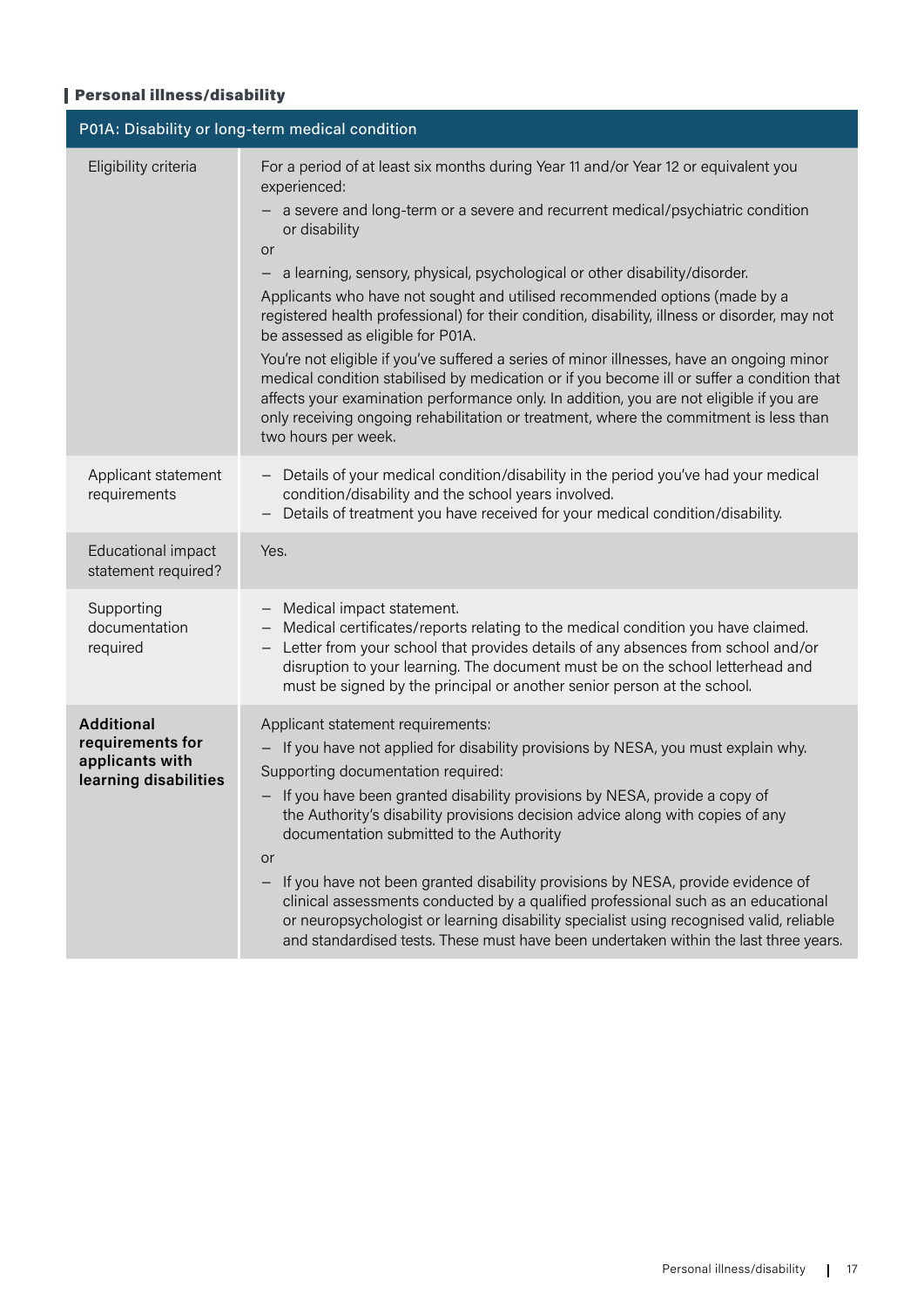## Personal illness/disability

| P01A: Disability or long-term medical condition | |
|---|---|
| Eligibility criteria | For a period of at least six months during Year 11 and/or Year 12 or equivalent you experienced:<br>– a severe and long-term or a severe and recurrent medical/psychiatric condition or disability<br>or<br>– a learning, sensory, physical, psychological or other disability/disorder.<br>Applicants who have not sought and utilised recommended options (made by a registered health professional) for their condition, disability, illness or disorder, may not be assessed as eligible for P01A.<br>You're not eligible if you've suffered a series of minor illnesses, have an ongoing minor medical condition stabilised by medication or if you become ill or suffer a condition that affects your examination performance only. In addition, you are not eligible if you are only receiving ongoing rehabilitation or treatment, where the commitment is less than two hours per week. |
| Applicant statement requirements | – Details of your medical condition/disability in the period you've had your medical condition/disability and the school years involved.<br>– Details of treatment you have received for your medical condition/disability. |
| Educational impact statement required? | Yes. |
| Supporting documentation required | – Medical impact statement.<br>– Medical certificates/reports relating to the medical condition you have claimed.<br>– Letter from your school that provides details of any absences from school and/or disruption to your learning. The document must be on the school letterhead and must be signed by the principal or another senior person at the school. |
| **Additional requirements for applicants with learning disabilities** | Applicant statement requirements:<br>– If you have not applied for disability provisions by NESA, you must explain why.<br>Supporting documentation required:<br>– If you have been granted disability provisions by NESA, provide a copy of the Authority's disability provisions decision advice along with copies of any documentation submitted to the Authority<br>or<br>– If you have not been granted disability provisions by NESA, provide evidence of clinical assessments conducted by a qualified professional such as an educational or neuropsychologist or learning disability specialist using recognised valid, reliable and standardised tests. These must have been undertaken within the last three years. |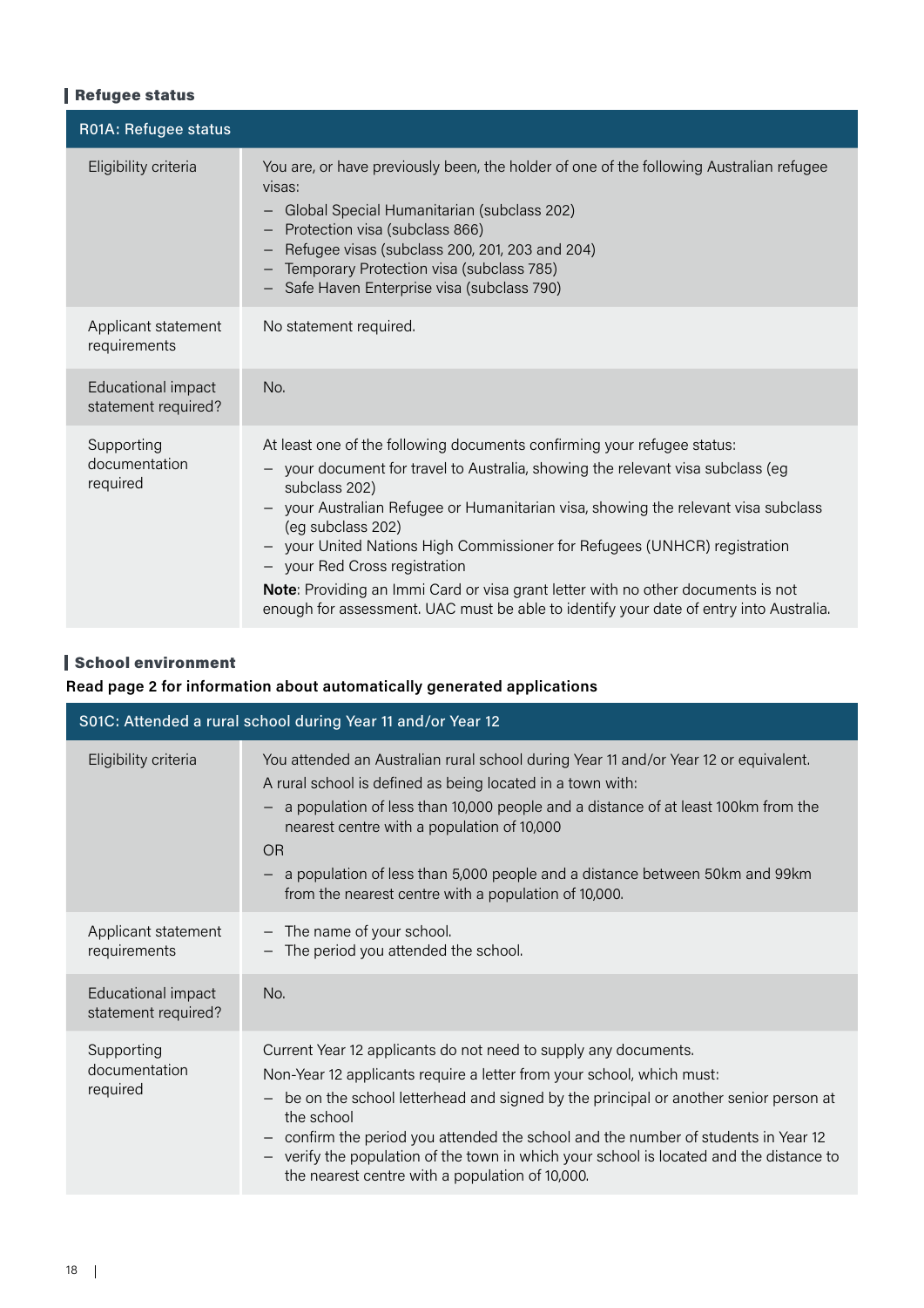## Refugee status

| R01A: Refugee status | |
|---|---|
| Eligibility criteria | You are, or have previously been, the holder of one of the following Australian refugee visas:<br>– Global Special Humanitarian (subclass 202)<br>– Protection visa (subclass 866)<br>– Refugee visas (subclass 200, 201, 203 and 204)<br>– Temporary Protection visa (subclass 785)<br>– Safe Haven Enterprise visa (subclass 790) |
| Applicant statement requirements | No statement required. |
| Educational impact statement required? | No. |
| Supporting documentation required | At least one of the following documents confirming your refugee status:<br>– your document for travel to Australia, showing the relevant visa subclass (eg subclass 202)<br>– your Australian Refugee or Humanitarian visa, showing the relevant visa subclass (eg subclass 202)<br>– your United Nations High Commissioner for Refugees (UNHCR) registration<br>– your Red Cross registration<br>**Note**: Providing an Immi Card or visa grant letter with no other documents is not enough for assessment. UAC must be able to identify your date of entry into Australia. |

## School environment

**Read page 2 for information about automatically generated applications**

| S01C: Attended a rural school during Year 11 and/or Year 12 | |
|---|---|
| Eligibility criteria | You attended an Australian rural school during Year 11 and/or Year 12 or equivalent.<br>A rural school is defined as being located in a town with:<br>– a population of less than 10,000 people and a distance of at least 100km from the nearest centre with a population of 10,000<br>OR<br>– a population of less than 5,000 people and a distance between 50km and 99km from the nearest centre with a population of 10,000. |
| Applicant statement requirements | – The name of your school.<br>– The period you attended the school. |
| Educational impact statement required? | No. |
| Supporting documentation required | Current Year 12 applicants do not need to supply any documents.<br>Non-Year 12 applicants require a letter from your school, which must:<br>– be on the school letterhead and signed by the principal or another senior person at the school<br>– confirm the period you attended the school and the number of students in Year 12<br>– verify the population of the town in which your school is located and the distance to the nearest centre with a population of 10,000. |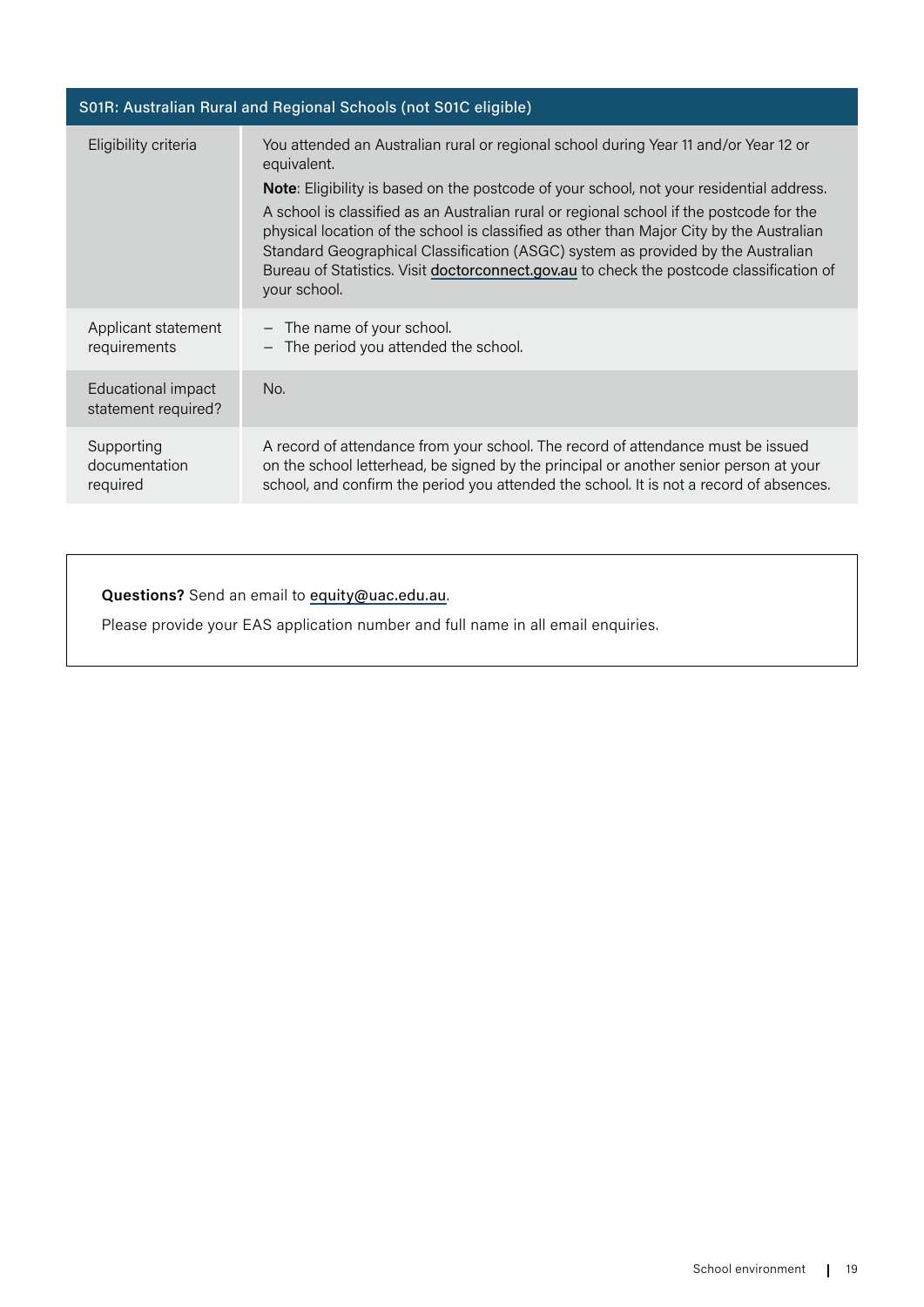| S01R: Australian Rural and Regional Schools (not S01C eligible) | |
|---|---|
| Eligibility criteria | You attended an Australian rural or regional school during Year 11 and/or Year 12 or equivalent.<br>**Note**: Eligibility is based on the postcode of your school, not your residential address.<br>A school is classified as an Australian rural or regional school if the postcode for the physical location of the school is classified as other than Major City by the Australian Standard Geographical Classification (ASGC) system as provided by the Australian Bureau of Statistics. Visit doctorconnect.gov.au to check the postcode classification of your school. |
| Applicant statement requirements | – The name of your school.<br>– The period you attended the school. |
| Educational impact statement required? | No. |
| Supporting documentation required | A record of attendance from your school. The record of attendance must be issued on the school letterhead, be signed by the principal or another senior person at your school, and confirm the period you attended the school. It is not a record of absences. |

**Questions?** Send an email to equity@uac.edu.au.

Please provide your EAS application number and full name in all email enquiries.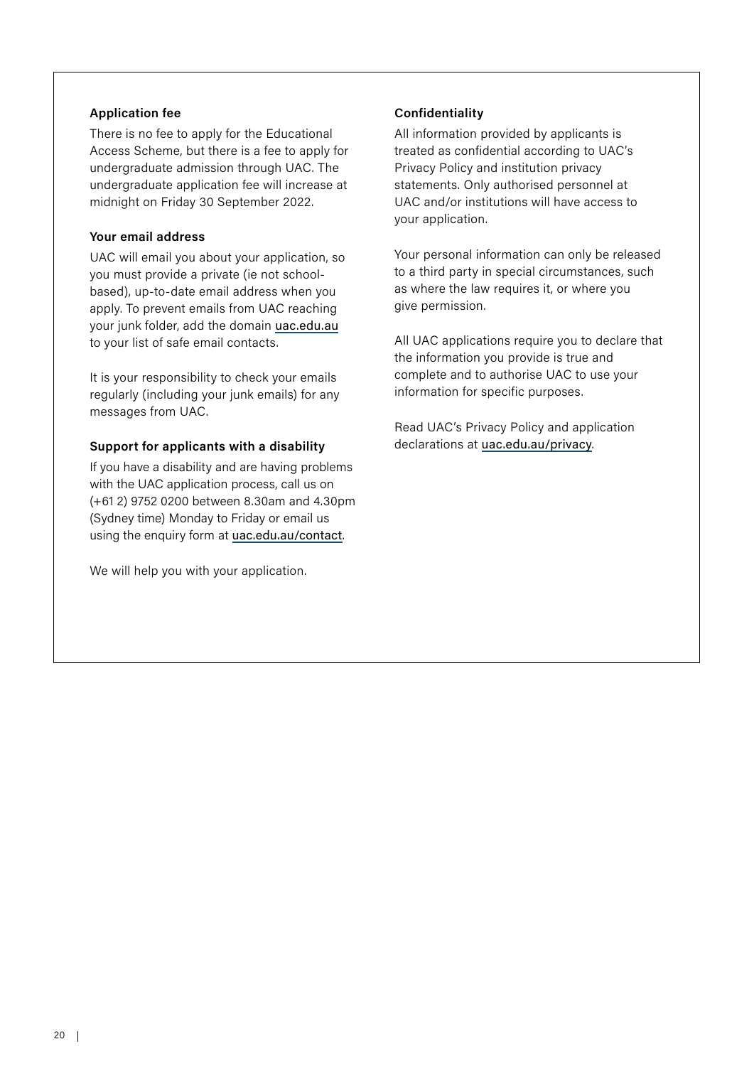### Application fee

There is no fee to apply for the Educational Access Scheme, but there is a fee to apply for undergraduate admission through UAC. The undergraduate application fee will increase at midnight on Friday 30 September 2022.

### Your email address

UAC will email you about your application, so you must provide a private (ie not school-based), up-to-date email address when you apply. To prevent emails from UAC reaching your junk folder, add the domain uac.edu.au to your list of safe email contacts.

It is your responsibility to check your emails regularly (including your junk emails) for any messages from UAC.

### Support for applicants with a disability

If you have a disability and are having problems with the UAC application process, call us on (+61 2) 9752 0200 between 8.30am and 4.30pm (Sydney time) Monday to Friday or email us using the enquiry form at uac.edu.au/contact.

We will help you with your application.

### Confidentiality

All information provided by applicants is treated as confidential according to UAC's Privacy Policy and institution privacy statements. Only authorised personnel at UAC and/or institutions will have access to your application.

Your personal information can only be released to a third party in special circumstances, such as where the law requires it, or where you give permission.

All UAC applications require you to declare that the information you provide is true and complete and to authorise UAC to use your information for specific purposes.

Read UAC's Privacy Policy and application declarations at uac.edu.au/privacy.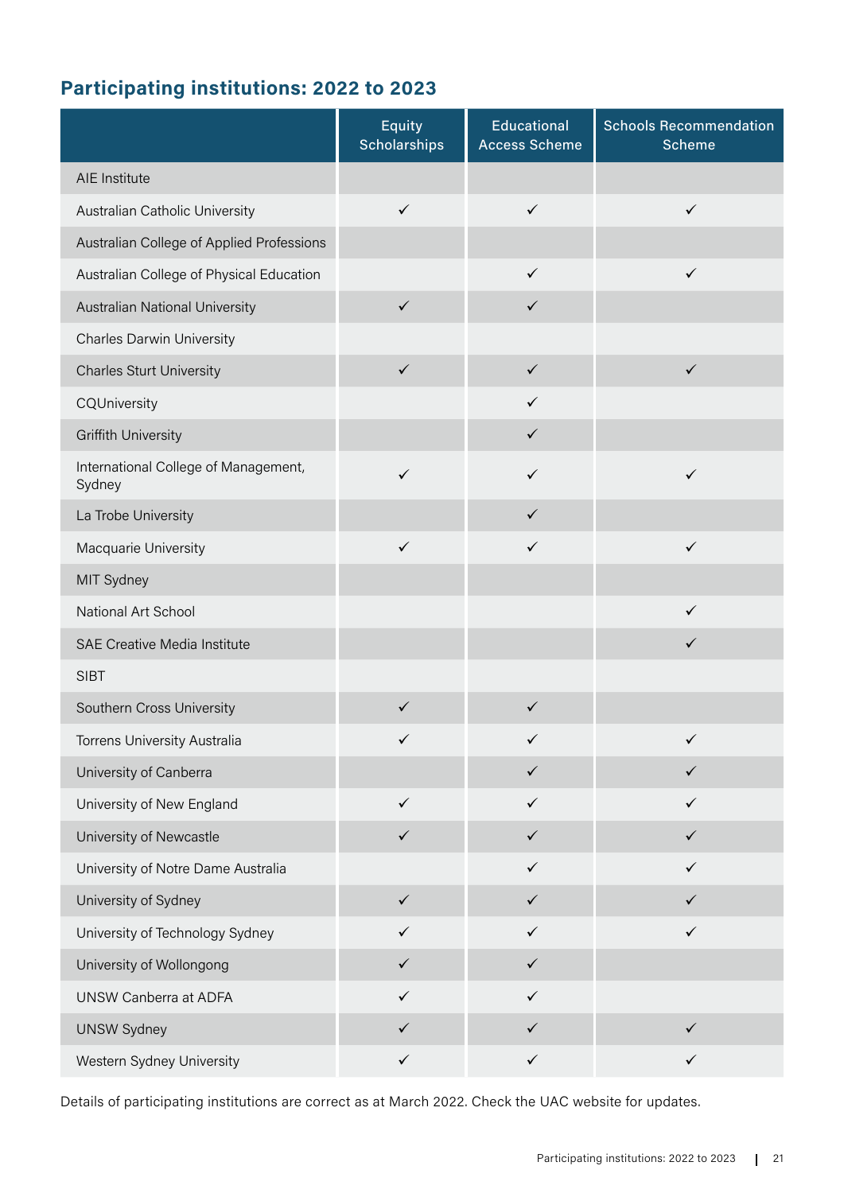## Participating institutions: 2022 to 2023

| | Equity Scholarships | Educational Access Scheme | Schools Recommendation Scheme |
|---|---|---|---|
| AIE Institute | | | |
| Australian Catholic University | ✓ | ✓ | ✓ |
| Australian College of Applied Professions | | | |
| Australian College of Physical Education | | ✓ | ✓ |
| Australian National University | ✓ | ✓ | |
| Charles Darwin University | | | |
| Charles Sturt University | ✓ | ✓ | ✓ |
| CQUniversity | | ✓ | |
| Griffith University | | ✓ | |
| International College of Management, Sydney | ✓ | ✓ | ✓ |
| La Trobe University | | ✓ | |
| Macquarie University | ✓ | ✓ | ✓ |
| MIT Sydney | | | |
| National Art School | | | ✓ |
| SAE Creative Media Institute | | | ✓ |
| SIBT | | | |
| Southern Cross University | ✓ | ✓ | |
| Torrens University Australia | ✓ | ✓ | ✓ |
| University of Canberra | | ✓ | ✓ |
| University of New England | ✓ | ✓ | ✓ |
| University of Newcastle | ✓ | ✓ | ✓ |
| University of Notre Dame Australia | | ✓ | ✓ |
| University of Sydney | ✓ | ✓ | ✓ |
| University of Technology Sydney | ✓ | ✓ | ✓ |
| University of Wollongong | ✓ | ✓ | |
| UNSW Canberra at ADFA | ✓ | ✓ | |
| UNSW Sydney | ✓ | ✓ | ✓ |
| Western Sydney University | ✓ | ✓ | ✓ |

Details of participating institutions are correct as at March 2022. Check the UAC website for updates.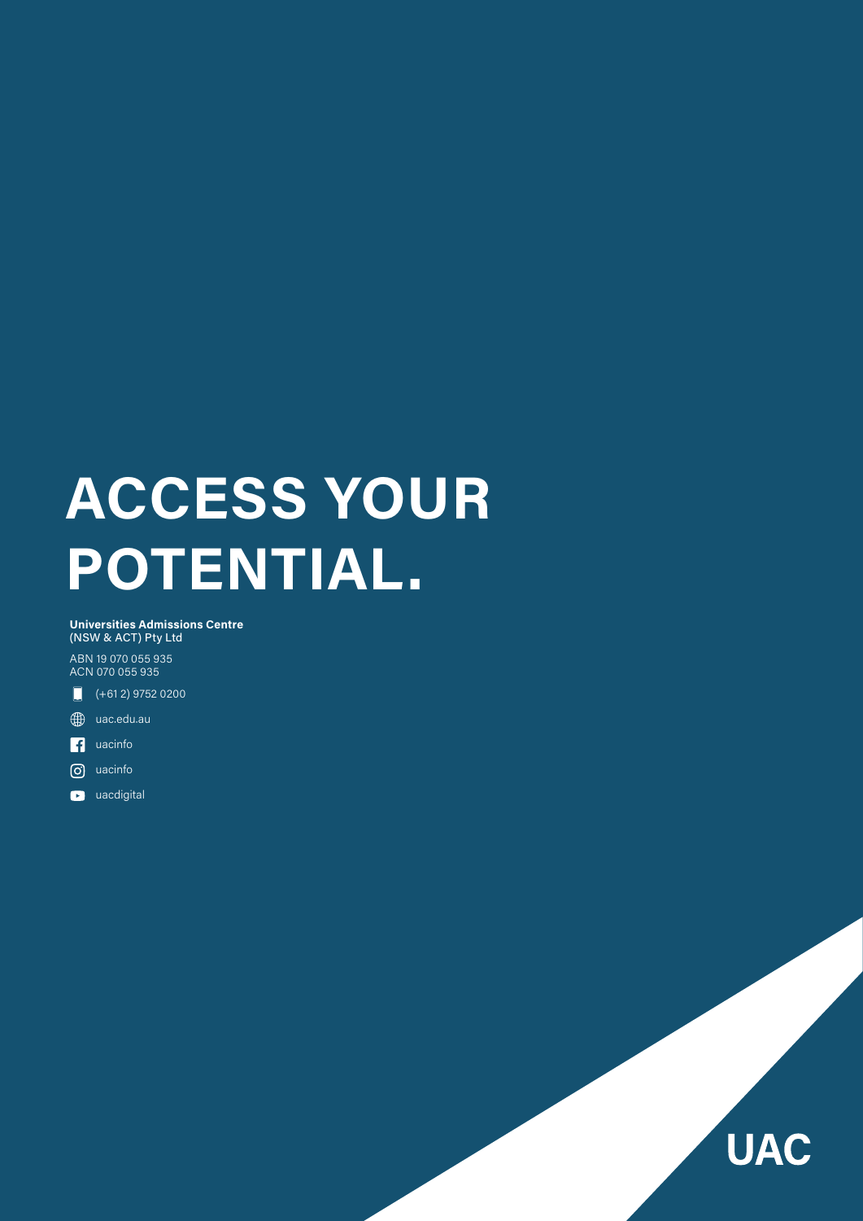# ACCESS YOUR POTENTIAL.

**Universities Admissions Centre**
(NSW & ACT) Pty Ltd

ABN 19 070 055 935
ACN 070 055 935

(+61 2) 9752 0200

uac.edu.au

uacinfo

uacinfo

uacdigital

UAC